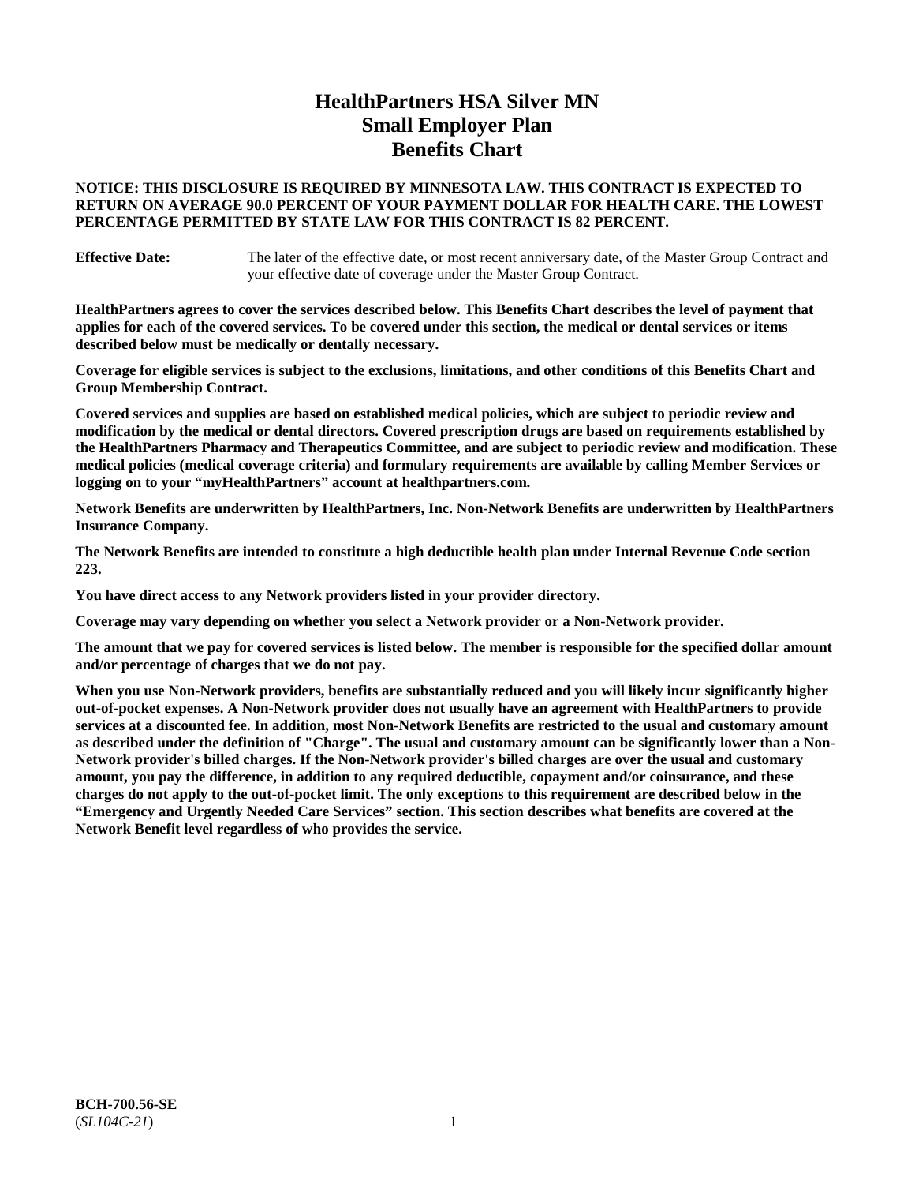# HealthPartners HSA Silver MN
# Small Employer Plan
# Benefits Chart

**NOTICE: THIS DISCLOSURE IS REQUIRED BY MINNESOTA LAW. THIS CONTRACT IS EXPECTED TO RETURN ON AVERAGE 90.0 PERCENT OF YOUR PAYMENT DOLLAR FOR HEALTH CARE. THE LOWEST PERCENTAGE PERMITTED BY STATE LAW FOR THIS CONTRACT IS 82 PERCENT.**

**Effective Date:** The later of the effective date, or most recent anniversary date, of the Master Group Contract and your effective date of coverage under the Master Group Contract.

**HealthPartners agrees to cover the services described below. This Benefits Chart describes the level of payment that applies for each of the covered services. To be covered under this section, the medical or dental services or items described below must be medically or dentally necessary.**

**Coverage for eligible services is subject to the exclusions, limitations, and other conditions of this Benefits Chart and Group Membership Contract.**

**Covered services and supplies are based on established medical policies, which are subject to periodic review and modification by the medical or dental directors. Covered prescription drugs are based on requirements established by the HealthPartners Pharmacy and Therapeutics Committee, and are subject to periodic review and modification. These medical policies (medical coverage criteria) and formulary requirements are available by calling Member Services or logging on to your "myHealthPartners" account at healthpartners.com.**

**Network Benefits are underwritten by HealthPartners, Inc. Non-Network Benefits are underwritten by HealthPartners Insurance Company.**

**The Network Benefits are intended to constitute a high deductible health plan under Internal Revenue Code section 223.**

**You have direct access to any Network providers listed in your provider directory.**

**Coverage may vary depending on whether you select a Network provider or a Non-Network provider.**

**The amount that we pay for covered services is listed below. The member is responsible for the specified dollar amount and/or percentage of charges that we do not pay.**

**When you use Non-Network providers, benefits are substantially reduced and you will likely incur significantly higher out-of-pocket expenses. A Non-Network provider does not usually have an agreement with HealthPartners to provide services at a discounted fee. In addition, most Non-Network Benefits are restricted to the usual and customary amount as described under the definition of "Charge". The usual and customary amount can be significantly lower than a Non-Network provider's billed charges. If the Non-Network provider's billed charges are over the usual and customary amount, you pay the difference, in addition to any required deductible, copayment and/or coinsurance, and these charges do not apply to the out-of-pocket limit. The only exceptions to this requirement are described below in the "Emergency and Urgently Needed Care Services" section. This section describes what benefits are covered at the Network Benefit level regardless of who provides the service.**

**BCH-700.56-SE**
(*SL104C-21*)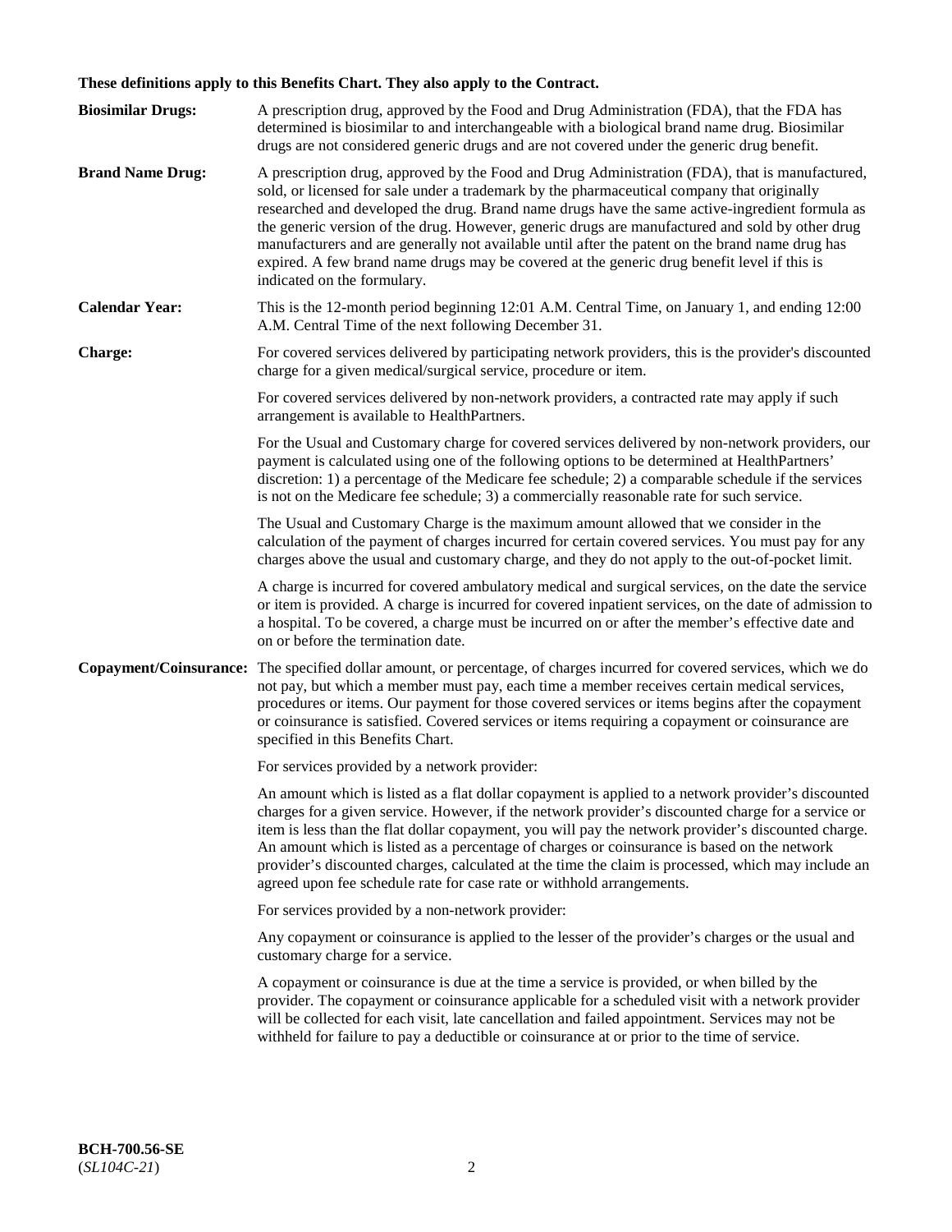**These definitions apply to this Benefits Chart. They also apply to the Contract.**

**Biosimilar Drugs:** A prescription drug, approved by the Food and Drug Administration (FDA), that the FDA has determined is biosimilar to and interchangeable with a biological brand name drug. Biosimilar drugs are not considered generic drugs and are not covered under the generic drug benefit.

**Brand Name Drug:** A prescription drug, approved by the Food and Drug Administration (FDA), that is manufactured, sold, or licensed for sale under a trademark by the pharmaceutical company that originally researched and developed the drug. Brand name drugs have the same active-ingredient formula as the generic version of the drug. However, generic drugs are manufactured and sold by other drug manufacturers and are generally not available until after the patent on the brand name drug has expired. A few brand name drugs may be covered at the generic drug benefit level if this is indicated on the formulary.

**Calendar Year:** This is the 12-month period beginning 12:01 A.M. Central Time, on January 1, and ending 12:00 A.M. Central Time of the next following December 31.

**Charge:** For covered services delivered by participating network providers, this is the provider's discounted charge for a given medical/surgical service, procedure or item.

For covered services delivered by non-network providers, a contracted rate may apply if such arrangement is available to HealthPartners.

For the Usual and Customary charge for covered services delivered by non-network providers, our payment is calculated using one of the following options to be determined at HealthPartners' discretion: 1) a percentage of the Medicare fee schedule; 2) a comparable schedule if the services is not on the Medicare fee schedule; 3) a commercially reasonable rate for such service.

The Usual and Customary Charge is the maximum amount allowed that we consider in the calculation of the payment of charges incurred for certain covered services. You must pay for any charges above the usual and customary charge, and they do not apply to the out-of-pocket limit.

A charge is incurred for covered ambulatory medical and surgical services, on the date the service or item is provided. A charge is incurred for covered inpatient services, on the date of admission to a hospital. To be covered, a charge must be incurred on or after the member's effective date and on or before the termination date.

**Copayment/Coinsurance:** The specified dollar amount, or percentage, of charges incurred for covered services, which we do not pay, but which a member must pay, each time a member receives certain medical services, procedures or items. Our payment for those covered services or items begins after the copayment or coinsurance is satisfied. Covered services or items requiring a copayment or coinsurance are specified in this Benefits Chart.

For services provided by a network provider:

An amount which is listed as a flat dollar copayment is applied to a network provider's discounted charges for a given service. However, if the network provider's discounted charge for a service or item is less than the flat dollar copayment, you will pay the network provider's discounted charge. An amount which is listed as a percentage of charges or coinsurance is based on the network provider's discounted charges, calculated at the time the claim is processed, which may include an agreed upon fee schedule rate for case rate or withhold arrangements.

For services provided by a non-network provider:

Any copayment or coinsurance is applied to the lesser of the provider's charges or the usual and customary charge for a service.

A copayment or coinsurance is due at the time a service is provided, or when billed by the provider. The copayment or coinsurance applicable for a scheduled visit with a network provider will be collected for each visit, late cancellation and failed appointment. Services may not be withheld for failure to pay a deductible or coinsurance at or prior to the time of service.

**BCH-700.56-SE**
(*SL104C-21*)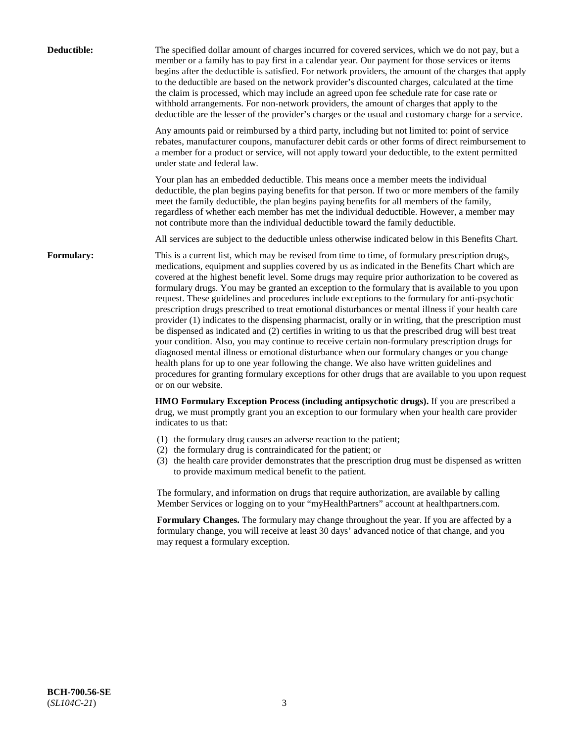**Deductible:** The specified dollar amount of charges incurred for covered services, which we do not pay, but a member or a family has to pay first in a calendar year. Our payment for those services or items begins after the deductible is satisfied. For network providers, the amount of the charges that apply to the deductible are based on the network provider's discounted charges, calculated at the time the claim is processed, which may include an agreed upon fee schedule rate for case rate or withhold arrangements. For non-network providers, the amount of charges that apply to the deductible are the lesser of the provider's charges or the usual and customary charge for a service.

Any amounts paid or reimbursed by a third party, including but not limited to: point of service rebates, manufacturer coupons, manufacturer debit cards or other forms of direct reimbursement to a member for a product or service, will not apply toward your deductible, to the extent permitted under state and federal law.

Your plan has an embedded deductible. This means once a member meets the individual deductible, the plan begins paying benefits for that person. If two or more members of the family meet the family deductible, the plan begins paying benefits for all members of the family, regardless of whether each member has met the individual deductible. However, a member may not contribute more than the individual deductible toward the family deductible.

All services are subject to the deductible unless otherwise indicated below in this Benefits Chart.

**Formulary:** This is a current list, which may be revised from time to time, of formulary prescription drugs, medications, equipment and supplies covered by us as indicated in the Benefits Chart which are covered at the highest benefit level. Some drugs may require prior authorization to be covered as formulary drugs. You may be granted an exception to the formulary that is available to you upon request. These guidelines and procedures include exceptions to the formulary for anti-psychotic prescription drugs prescribed to treat emotional disturbances or mental illness if your health care provider (1) indicates to the dispensing pharmacist, orally or in writing, that the prescription must be dispensed as indicated and (2) certifies in writing to us that the prescribed drug will best treat your condition. Also, you may continue to receive certain non-formulary prescription drugs for diagnosed mental illness or emotional disturbance when our formulary changes or you change health plans for up to one year following the change. We also have written guidelines and procedures for granting formulary exceptions for other drugs that are available to you upon request or on our website.

**HMO Formulary Exception Process (including antipsychotic drugs).** If you are prescribed a drug, we must promptly grant you an exception to our formulary when your health care provider indicates to us that:

(1) the formulary drug causes an adverse reaction to the patient;
(2) the formulary drug is contraindicated for the patient; or
(3) the health care provider demonstrates that the prescription drug must be dispensed as written to provide maximum medical benefit to the patient.

The formulary, and information on drugs that require authorization, are available by calling Member Services or logging on to your "myHealthPartners" account at healthpartners.com.

**Formulary Changes.** The formulary may change throughout the year. If you are affected by a formulary change, you will receive at least 30 days' advanced notice of that change, and you may request a formulary exception.

**BCH-700.56-SE**
(*SL104C-21*)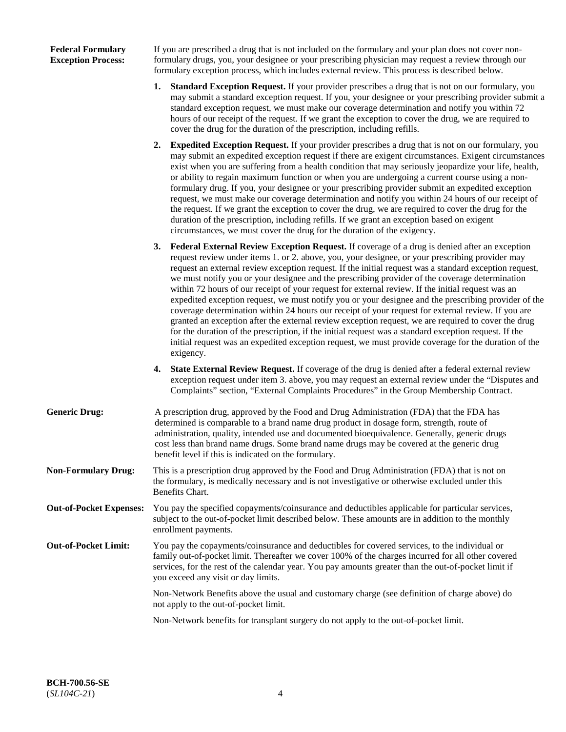**Federal Formulary Exception Process:**

If you are prescribed a drug that is not included on the formulary and your plan does not cover non-formulary drugs, you, your designee or your prescribing physician may request a review through our formulary exception process, which includes external review. This process is described below.

1. **Standard Exception Request.** If your provider prescribes a drug that is not on our formulary, you may submit a standard exception request. If you, your designee or your prescribing provider submit a standard exception request, we must make our coverage determination and notify you within 72 hours of our receipt of the request. If we grant the exception to cover the drug, we are required to cover the drug for the duration of the prescription, including refills.
2. **Expedited Exception Request.** If your provider prescribes a drug that is not on our formulary, you may submit an expedited exception request if there are exigent circumstances. Exigent circumstances exist when you are suffering from a health condition that may seriously jeopardize your life, health, or ability to regain maximum function or when you are undergoing a current course using a non-formulary drug. If you, your designee or your prescribing provider submit an expedited exception request, we must make our coverage determination and notify you within 24 hours of our receipt of the request. If we grant the exception to cover the drug, we are required to cover the drug for the duration of the prescription, including refills. If we grant an exception based on exigent circumstances, we must cover the drug for the duration of the exigency.
3. **Federal External Review Exception Request.** If coverage of a drug is denied after an exception request review under items 1. or 2. above, you, your designee, or your prescribing provider may request an external review exception request. If the initial request was a standard exception request, we must notify you or your designee and the prescribing provider of the coverage determination within 72 hours of our receipt of your request for external review. If the initial request was an expedited exception request, we must notify you or your designee and the prescribing provider of the coverage determination within 24 hours our receipt of your request for external review. If you are granted an exception after the external review exception request, we are required to cover the drug for the duration of the prescription, if the initial request was a standard exception request. If the initial request was an expedited exception request, we must provide coverage for the duration of the exigency.
4. **State External Review Request.** If coverage of the drug is denied after a federal external review exception request under item 3. above, you may request an external review under the "Disputes and Complaints" section, "External Complaints Procedures" in the Group Membership Contract.

**Generic Drug:**

A prescription drug, approved by the Food and Drug Administration (FDA) that the FDA has determined is comparable to a brand name drug product in dosage form, strength, route of administration, quality, intended use and documented bioequivalence. Generally, generic drugs cost less than brand name drugs. Some brand name drugs may be covered at the generic drug benefit level if this is indicated on the formulary.

**Non-Formulary Drug:**

This is a prescription drug approved by the Food and Drug Administration (FDA) that is not on the formulary, is medically necessary and is not investigative or otherwise excluded under this Benefits Chart.

**Out-of-Pocket Expenses:**

You pay the specified copayments/coinsurance and deductibles applicable for particular services, subject to the out-of-pocket limit described below. These amounts are in addition to the monthly enrollment payments.

**Out-of-Pocket Limit:**

You pay the copayments/coinsurance and deductibles for covered services, to the individual or family out-of-pocket limit. Thereafter we cover 100% of the charges incurred for all other covered services, for the rest of the calendar year. You pay amounts greater than the out-of-pocket limit if you exceed any visit or day limits.

Non-Network Benefits above the usual and customary charge (see definition of charge above) do not apply to the out-of-pocket limit.

Non-Network benefits for transplant surgery do not apply to the out-of-pocket limit.

**BCH-700.56-SE**
(*SL104C-21*)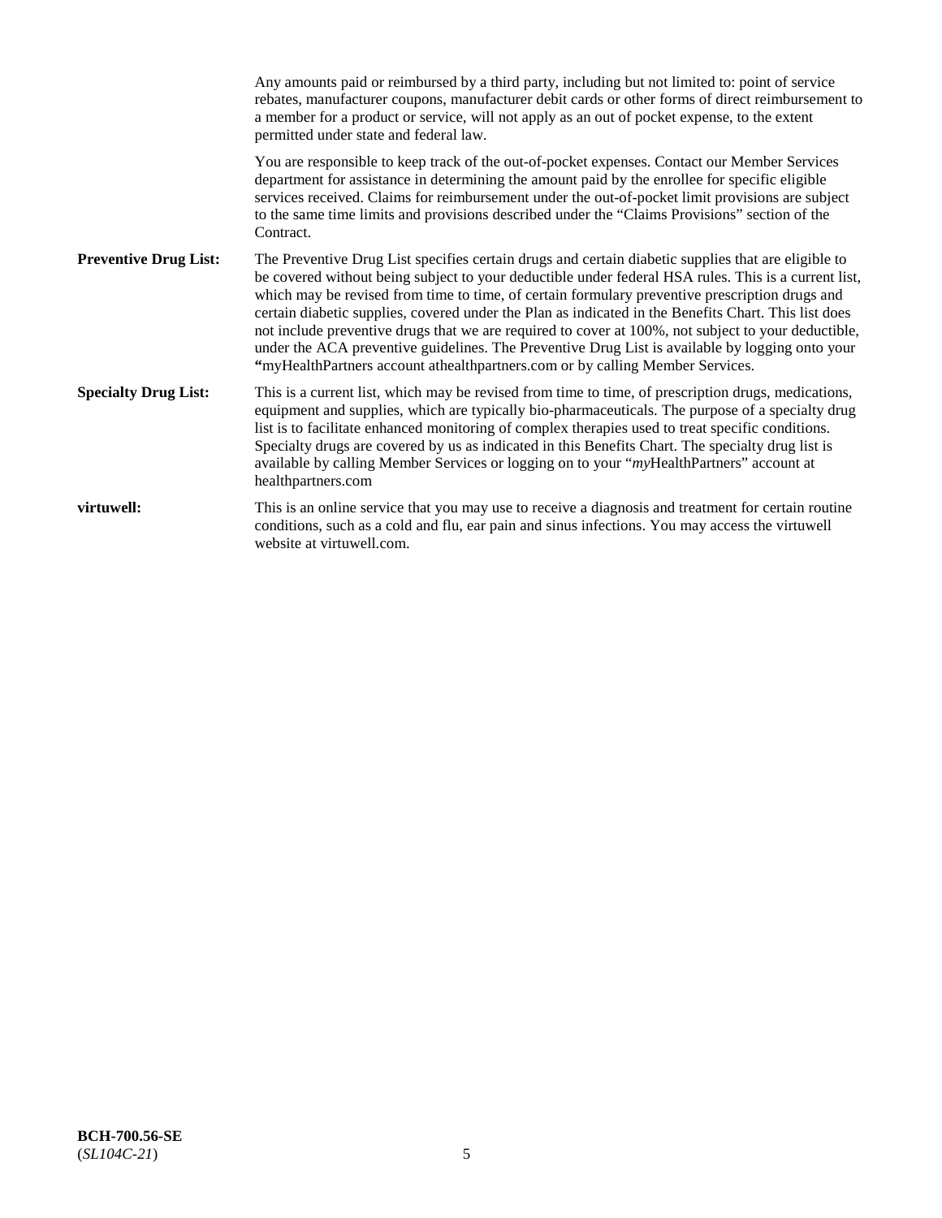Any amounts paid or reimbursed by a third party, including but not limited to: point of service rebates, manufacturer coupons, manufacturer debit cards or other forms of direct reimbursement to a member for a product or service, will not apply as an out of pocket expense, to the extent permitted under state and federal law.

You are responsible to keep track of the out-of-pocket expenses. Contact our Member Services department for assistance in determining the amount paid by the enrollee for specific eligible services received. Claims for reimbursement under the out-of-pocket limit provisions are subject to the same time limits and provisions described under the "Claims Provisions" section of the Contract.

**Preventive Drug List:** The Preventive Drug List specifies certain drugs and certain diabetic supplies that are eligible to be covered without being subject to your deductible under federal HSA rules. This is a current list, which may be revised from time to time, of certain formulary preventive prescription drugs and certain diabetic supplies, covered under the Plan as indicated in the Benefits Chart. This list does not include preventive drugs that we are required to cover at 100%, not subject to your deductible, under the ACA preventive guidelines. The Preventive Drug List is available by logging onto your **"**myHealthPartners account athealthpartners.com or by calling Member Services.

**Specialty Drug List:** This is a current list, which may be revised from time to time, of prescription drugs, medications, equipment and supplies, which are typically bio-pharmaceuticals. The purpose of a specialty drug list is to facilitate enhanced monitoring of complex therapies used to treat specific conditions. Specialty drugs are covered by us as indicated in this Benefits Chart. The specialty drug list is available by calling Member Services or logging on to your "*my*HealthPartners" account at healthpartners.com

**virtuwell:** This is an online service that you may use to receive a diagnosis and treatment for certain routine conditions, such as a cold and flu, ear pain and sinus infections. You may access the virtuwell website at virtuwell.com.

**BCH-700.56-SE**
(*SL104C-21*)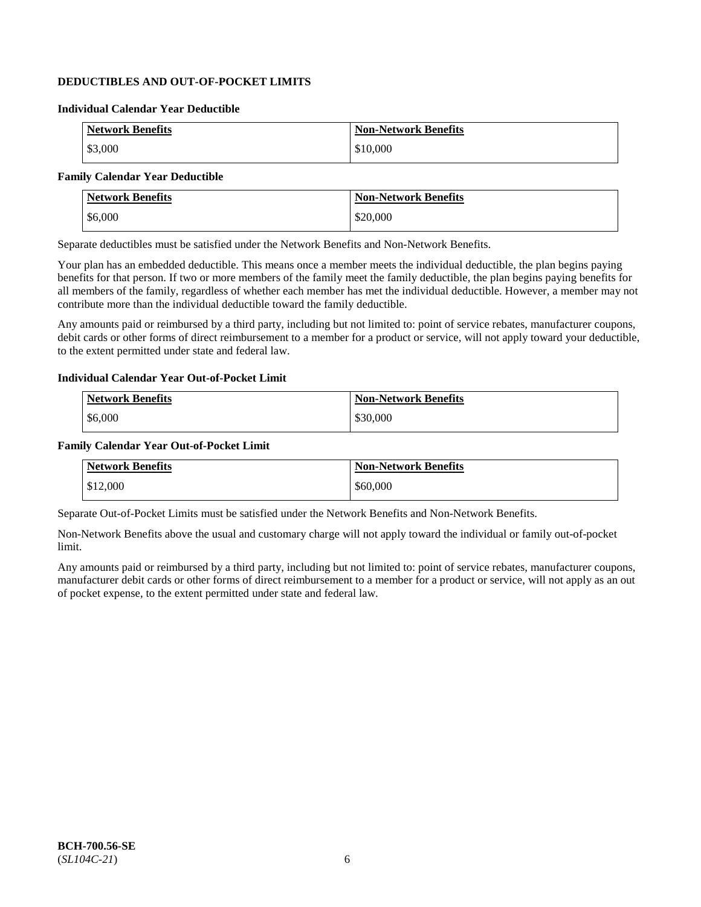## DEDUCTIBLES AND OUT-OF-POCKET LIMITS

### Individual Calendar Year Deductible

| Network Benefits | Non-Network Benefits |
|---|---|
| $3,000 | $10,000 |

### Family Calendar Year Deductible

| Network Benefits | Non-Network Benefits |
|---|---|
| $6,000 | $20,000 |

Separate deductibles must be satisfied under the Network Benefits and Non-Network Benefits.

Your plan has an embedded deductible. This means once a member meets the individual deductible, the plan begins paying benefits for that person. If two or more members of the family meet the family deductible, the plan begins paying benefits for all members of the family, regardless of whether each member has met the individual deductible. However, a member may not contribute more than the individual deductible toward the family deductible.

Any amounts paid or reimbursed by a third party, including but not limited to: point of service rebates, manufacturer coupons, debit cards or other forms of direct reimbursement to a member for a product or service, will not apply toward your deductible, to the extent permitted under state and federal law.

### Individual Calendar Year Out-of-Pocket Limit

| Network Benefits | Non-Network Benefits |
|---|---|
| $6,000 | $30,000 |

### Family Calendar Year Out-of-Pocket Limit

| Network Benefits | Non-Network Benefits |
|---|---|
| $12,000 | $60,000 |

Separate Out-of-Pocket Limits must be satisfied under the Network Benefits and Non-Network Benefits.

Non-Network Benefits above the usual and customary charge will not apply toward the individual or family out-of-pocket limit.

Any amounts paid or reimbursed by a third party, including but not limited to: point of service rebates, manufacturer coupons, manufacturer debit cards or other forms of direct reimbursement to a member for a product or service, will not apply as an out of pocket expense, to the extent permitted under state and federal law.

**BCH-700.56-SE**
(*SL104C-21*)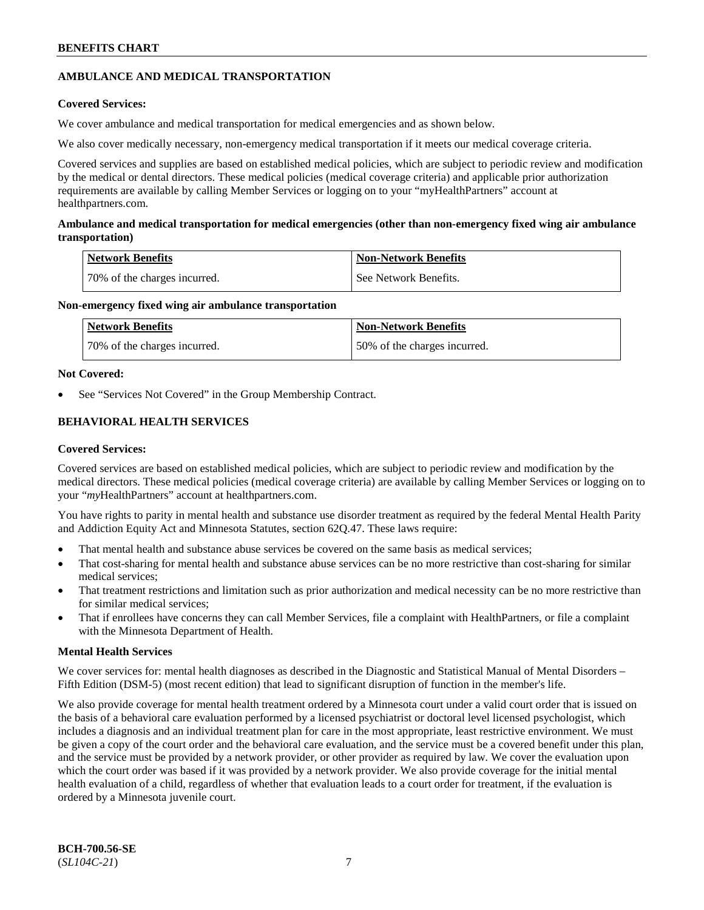## AMBULANCE AND MEDICAL TRANSPORTATION

**Covered Services:**

We cover ambulance and medical transportation for medical emergencies and as shown below.

We also cover medically necessary, non-emergency medical transportation if it meets our medical coverage criteria.

Covered services and supplies are based on established medical policies, which are subject to periodic review and modification by the medical or dental directors. These medical policies (medical coverage criteria) and applicable prior authorization requirements are available by calling Member Services or logging on to your "myHealthPartners" account at healthpartners.com.

**Ambulance and medical transportation for medical emergencies (other than non-emergency fixed wing air ambulance transportation)**

| Network Benefits | Non-Network Benefits |
|---|---|
| 70% of the charges incurred. | See Network Benefits. |

**Non-emergency fixed wing air ambulance transportation**

| Network Benefits | Non-Network Benefits |
|---|---|
| 70% of the charges incurred. | 50% of the charges incurred. |

**Not Covered:**

- See "Services Not Covered" in the Group Membership Contract.

## BEHAVIORAL HEALTH SERVICES

**Covered Services:**

Covered services are based on established medical policies, which are subject to periodic review and modification by the medical directors. These medical policies (medical coverage criteria) are available by calling Member Services or logging on to your "*my*HealthPartners" account at healthpartners.com.

You have rights to parity in mental health and substance use disorder treatment as required by the federal Mental Health Parity and Addiction Equity Act and Minnesota Statutes, section 62Q.47. These laws require:

- That mental health and substance abuse services be covered on the same basis as medical services;
- That cost-sharing for mental health and substance abuse services can be no more restrictive than cost-sharing for similar medical services;
- That treatment restrictions and limitation such as prior authorization and medical necessity can be no more restrictive than for similar medical services;
- That if enrollees have concerns they can call Member Services, file a complaint with HealthPartners, or file a complaint with the Minnesota Department of Health.

**Mental Health Services**

We cover services for: mental health diagnoses as described in the Diagnostic and Statistical Manual of Mental Disorders – Fifth Edition (DSM-5) (most recent edition) that lead to significant disruption of function in the member's life.

We also provide coverage for mental health treatment ordered by a Minnesota court under a valid court order that is issued on the basis of a behavioral care evaluation performed by a licensed psychiatrist or doctoral level licensed psychologist, which includes a diagnosis and an individual treatment plan for care in the most appropriate, least restrictive environment. We must be given a copy of the court order and the behavioral care evaluation, and the service must be a covered benefit under this plan, and the service must be provided by a network provider, or other provider as required by law. We cover the evaluation upon which the court order was based if it was provided by a network provider. We also provide coverage for the initial mental health evaluation of a child, regardless of whether that evaluation leads to a court order for treatment, if the evaluation is ordered by a Minnesota juvenile court.

**BCH-700.56-SE**
(*SL104C-21*)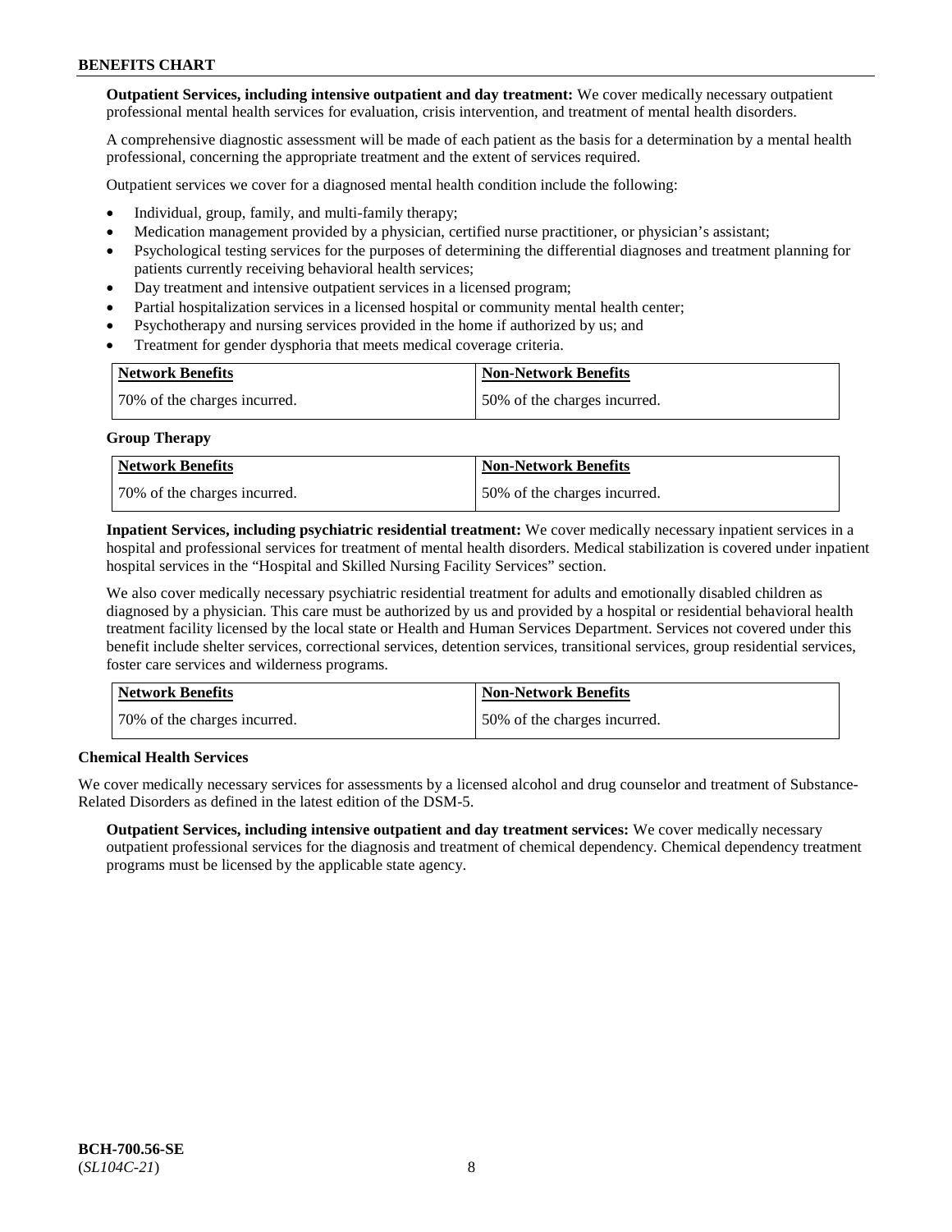**Outpatient Services, including intensive outpatient and day treatment:** We cover medically necessary outpatient professional mental health services for evaluation, crisis intervention, and treatment of mental health disorders.

A comprehensive diagnostic assessment will be made of each patient as the basis for a determination by a mental health professional, concerning the appropriate treatment and the extent of services required.

Outpatient services we cover for a diagnosed mental health condition include the following:

- Individual, group, family, and multi-family therapy;
- Medication management provided by a physician, certified nurse practitioner, or physician's assistant;
- Psychological testing services for the purposes of determining the differential diagnoses and treatment planning for patients currently receiving behavioral health services;
- Day treatment and intensive outpatient services in a licensed program;
- Partial hospitalization services in a licensed hospital or community mental health center;
- Psychotherapy and nursing services provided in the home if authorized by us; and
- Treatment for gender dysphoria that meets medical coverage criteria.

| Network Benefits | Non-Network Benefits |
| --- | --- |
| 70% of the charges incurred. | 50% of the charges incurred. |

**Group Therapy**

| Network Benefits | Non-Network Benefits |
| --- | --- |
| 70% of the charges incurred. | 50% of the charges incurred. |

**Inpatient Services, including psychiatric residential treatment:** We cover medically necessary inpatient services in a hospital and professional services for treatment of mental health disorders. Medical stabilization is covered under inpatient hospital services in the "Hospital and Skilled Nursing Facility Services" section.

We also cover medically necessary psychiatric residential treatment for adults and emotionally disabled children as diagnosed by a physician. This care must be authorized by us and provided by a hospital or residential behavioral health treatment facility licensed by the local state or Health and Human Services Department. Services not covered under this benefit include shelter services, correctional services, detention services, transitional services, group residential services, foster care services and wilderness programs.

| Network Benefits | Non-Network Benefits |
| --- | --- |
| 70% of the charges incurred. | 50% of the charges incurred. |

**Chemical Health Services**

We cover medically necessary services for assessments by a licensed alcohol and drug counselor and treatment of Substance-Related Disorders as defined in the latest edition of the DSM-5.

**Outpatient Services, including intensive outpatient and day treatment services:** We cover medically necessary outpatient professional services for the diagnosis and treatment of chemical dependency. Chemical dependency treatment programs must be licensed by the applicable state agency.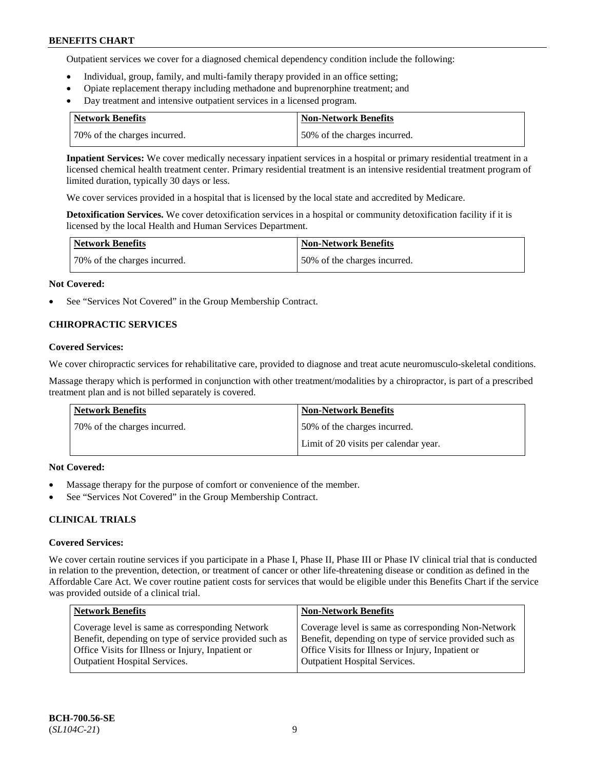Outpatient services we cover for a diagnosed chemical dependency condition include the following:

- Individual, group, family, and multi-family therapy provided in an office setting;
- Opiate replacement therapy including methadone and buprenorphine treatment; and
- Day treatment and intensive outpatient services in a licensed program.

| Network Benefits | Non-Network Benefits |
| --- | --- |
| 70% of the charges incurred. | 50% of the charges incurred. |

**Inpatient Services:** We cover medically necessary inpatient services in a hospital or primary residential treatment in a licensed chemical health treatment center. Primary residential treatment is an intensive residential treatment program of limited duration, typically 30 days or less.

We cover services provided in a hospital that is licensed by the local state and accredited by Medicare.

**Detoxification Services.** We cover detoxification services in a hospital or community detoxification facility if it is licensed by the local Health and Human Services Department.

| Network Benefits | Non-Network Benefits |
| --- | --- |
| 70% of the charges incurred. | 50% of the charges incurred. |

**Not Covered:**

- See "Services Not Covered" in the Group Membership Contract.

### CHIROPRACTIC SERVICES

**Covered Services:**

We cover chiropractic services for rehabilitative care, provided to diagnose and treat acute neuromusculo-skeletal conditions.

Massage therapy which is performed in conjunction with other treatment/modalities by a chiropractor, is part of a prescribed treatment plan and is not billed separately is covered.

| Network Benefits | Non-Network Benefits |
| --- | --- |
| 70% of the charges incurred. | 50% of the charges incurred.<br>Limit of 20 visits per calendar year. |

**Not Covered:**

- Massage therapy for the purpose of comfort or convenience of the member.
- See "Services Not Covered" in the Group Membership Contract.

### CLINICAL TRIALS

**Covered Services:**

We cover certain routine services if you participate in a Phase I, Phase II, Phase III or Phase IV clinical trial that is conducted in relation to the prevention, detection, or treatment of cancer or other life-threatening disease or condition as defined in the Affordable Care Act. We cover routine patient costs for services that would be eligible under this Benefits Chart if the service was provided outside of a clinical trial.

| Network Benefits | Non-Network Benefits |
| --- | --- |
| Coverage level is same as corresponding Network Benefit, depending on type of service provided such as Office Visits for Illness or Injury, Inpatient or Outpatient Hospital Services. | Coverage level is same as corresponding Non-Network Benefit, depending on type of service provided such as Office Visits for Illness or Injury, Inpatient or Outpatient Hospital Services. |

BCH-700.56-SE
(*SL104C-21*)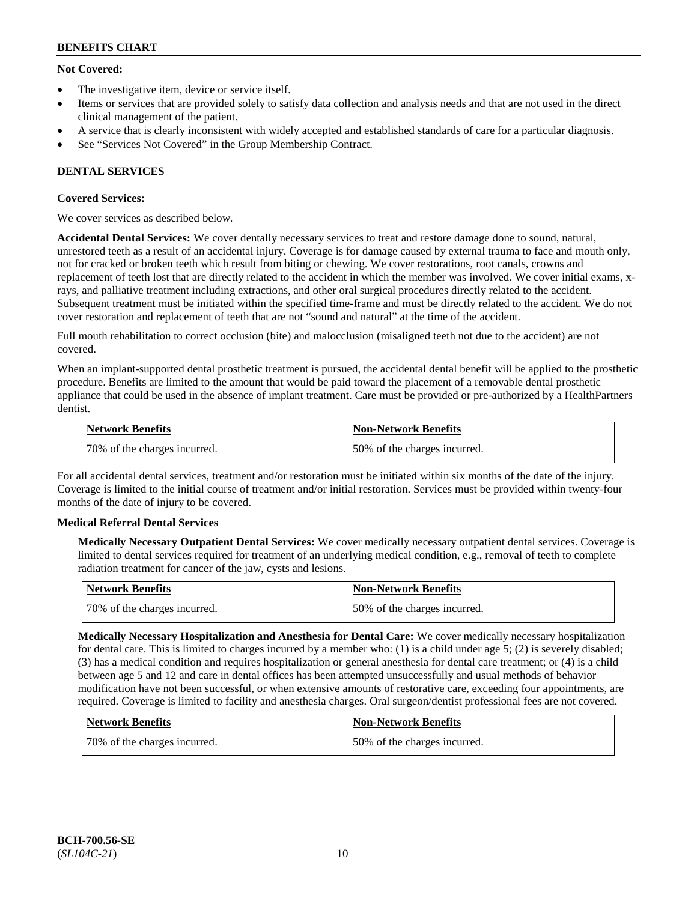**Not Covered:**

- The investigative item, device or service itself.
- Items or services that are provided solely to satisfy data collection and analysis needs and that are not used in the direct clinical management of the patient.
- A service that is clearly inconsistent with widely accepted and established standards of care for a particular diagnosis.
- See "Services Not Covered" in the Group Membership Contract.

## DENTAL SERVICES

**Covered Services:**

We cover services as described below.

**Accidental Dental Services:** We cover dentally necessary services to treat and restore damage done to sound, natural, unrestored teeth as a result of an accidental injury. Coverage is for damage caused by external trauma to face and mouth only, not for cracked or broken teeth which result from biting or chewing. We cover restorations, root canals, crowns and replacement of teeth lost that are directly related to the accident in which the member was involved. We cover initial exams, x-rays, and palliative treatment including extractions, and other oral surgical procedures directly related to the accident. Subsequent treatment must be initiated within the specified time-frame and must be directly related to the accident. We do not cover restoration and replacement of teeth that are not "sound and natural" at the time of the accident.

Full mouth rehabilitation to correct occlusion (bite) and malocclusion (misaligned teeth not due to the accident) are not covered.

When an implant-supported dental prosthetic treatment is pursued, the accidental dental benefit will be applied to the prosthetic procedure. Benefits are limited to the amount that would be paid toward the placement of a removable dental prosthetic appliance that could be used in the absence of implant treatment. Care must be provided or pre-authorized by a HealthPartners dentist.

| Network Benefits | Non-Network Benefits |
| --- | --- |
| 70% of the charges incurred. | 50% of the charges incurred. |

For all accidental dental services, treatment and/or restoration must be initiated within six months of the date of the injury. Coverage is limited to the initial course of treatment and/or initial restoration. Services must be provided within twenty-four months of the date of injury to be covered.

**Medical Referral Dental Services**

**Medically Necessary Outpatient Dental Services:** We cover medically necessary outpatient dental services. Coverage is limited to dental services required for treatment of an underlying medical condition, e.g., removal of teeth to complete radiation treatment for cancer of the jaw, cysts and lesions.

| Network Benefits | Non-Network Benefits |
| --- | --- |
| 70% of the charges incurred. | 50% of the charges incurred. |

**Medically Necessary Hospitalization and Anesthesia for Dental Care:** We cover medically necessary hospitalization for dental care. This is limited to charges incurred by a member who: (1) is a child under age 5; (2) is severely disabled; (3) has a medical condition and requires hospitalization or general anesthesia for dental care treatment; or (4) is a child between age 5 and 12 and care in dental offices has been attempted unsuccessfully and usual methods of behavior modification have not been successful, or when extensive amounts of restorative care, exceeding four appointments, are required. Coverage is limited to facility and anesthesia charges. Oral surgeon/dentist professional fees are not covered.

| Network Benefits | Non-Network Benefits |
| --- | --- |
| 70% of the charges incurred. | 50% of the charges incurred. |

BCH-700.56-SE
(*SL104C-21*)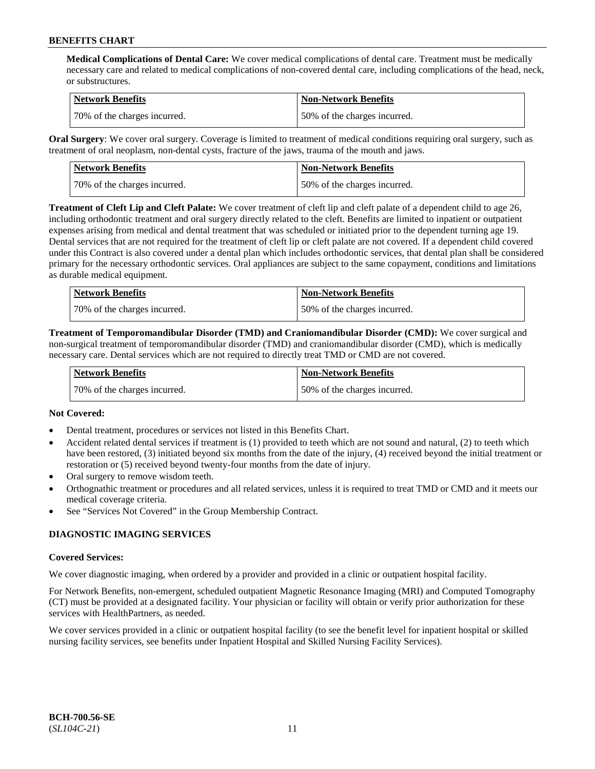**Medical Complications of Dental Care:** We cover medical complications of dental care. Treatment must be medically necessary care and related to medical complications of non-covered dental care, including complications of the head, neck, or substructures.

| Network Benefits | Non-Network Benefits |
| --- | --- |
| 70% of the charges incurred. | 50% of the charges incurred. |

**Oral Surgery**: We cover oral surgery. Coverage is limited to treatment of medical conditions requiring oral surgery, such as treatment of oral neoplasm, non-dental cysts, fracture of the jaws, trauma of the mouth and jaws.

| Network Benefits | Non-Network Benefits |
| --- | --- |
| 70% of the charges incurred. | 50% of the charges incurred. |

**Treatment of Cleft Lip and Cleft Palate:** We cover treatment of cleft lip and cleft palate of a dependent child to age 26, including orthodontic treatment and oral surgery directly related to the cleft. Benefits are limited to inpatient or outpatient expenses arising from medical and dental treatment that was scheduled or initiated prior to the dependent turning age 19. Dental services that are not required for the treatment of cleft lip or cleft palate are not covered. If a dependent child covered under this Contract is also covered under a dental plan which includes orthodontic services, that dental plan shall be considered primary for the necessary orthodontic services. Oral appliances are subject to the same copayment, conditions and limitations as durable medical equipment.

| Network Benefits | Non-Network Benefits |
| --- | --- |
| 70% of the charges incurred. | 50% of the charges incurred. |

**Treatment of Temporomandibular Disorder (TMD) and Craniomandibular Disorder (CMD):** We cover surgical and non-surgical treatment of temporomandibular disorder (TMD) and craniomandibular disorder (CMD), which is medically necessary care. Dental services which are not required to directly treat TMD or CMD are not covered.

| Network Benefits | Non-Network Benefits |
| --- | --- |
| 70% of the charges incurred. | 50% of the charges incurred. |

**Not Covered:**

- Dental treatment, procedures or services not listed in this Benefits Chart.
- Accident related dental services if treatment is (1) provided to teeth which are not sound and natural, (2) to teeth which have been restored, (3) initiated beyond six months from the date of the injury, (4) received beyond the initial treatment or restoration or (5) received beyond twenty-four months from the date of injury.
- Oral surgery to remove wisdom teeth.
- Orthognathic treatment or procedures and all related services, unless it is required to treat TMD or CMD and it meets our medical coverage criteria.
- See "Services Not Covered" in the Group Membership Contract.

## DIAGNOSTIC IMAGING SERVICES

**Covered Services:**

We cover diagnostic imaging, when ordered by a provider and provided in a clinic or outpatient hospital facility.

For Network Benefits, non-emergent, scheduled outpatient Magnetic Resonance Imaging (MRI) and Computed Tomography (CT) must be provided at a designated facility. Your physician or facility will obtain or verify prior authorization for these services with HealthPartners, as needed.

We cover services provided in a clinic or outpatient hospital facility (to see the benefit level for inpatient hospital or skilled nursing facility services, see benefits under Inpatient Hospital and Skilled Nursing Facility Services).

BCH-700.56-SE
(*SL104C-21*)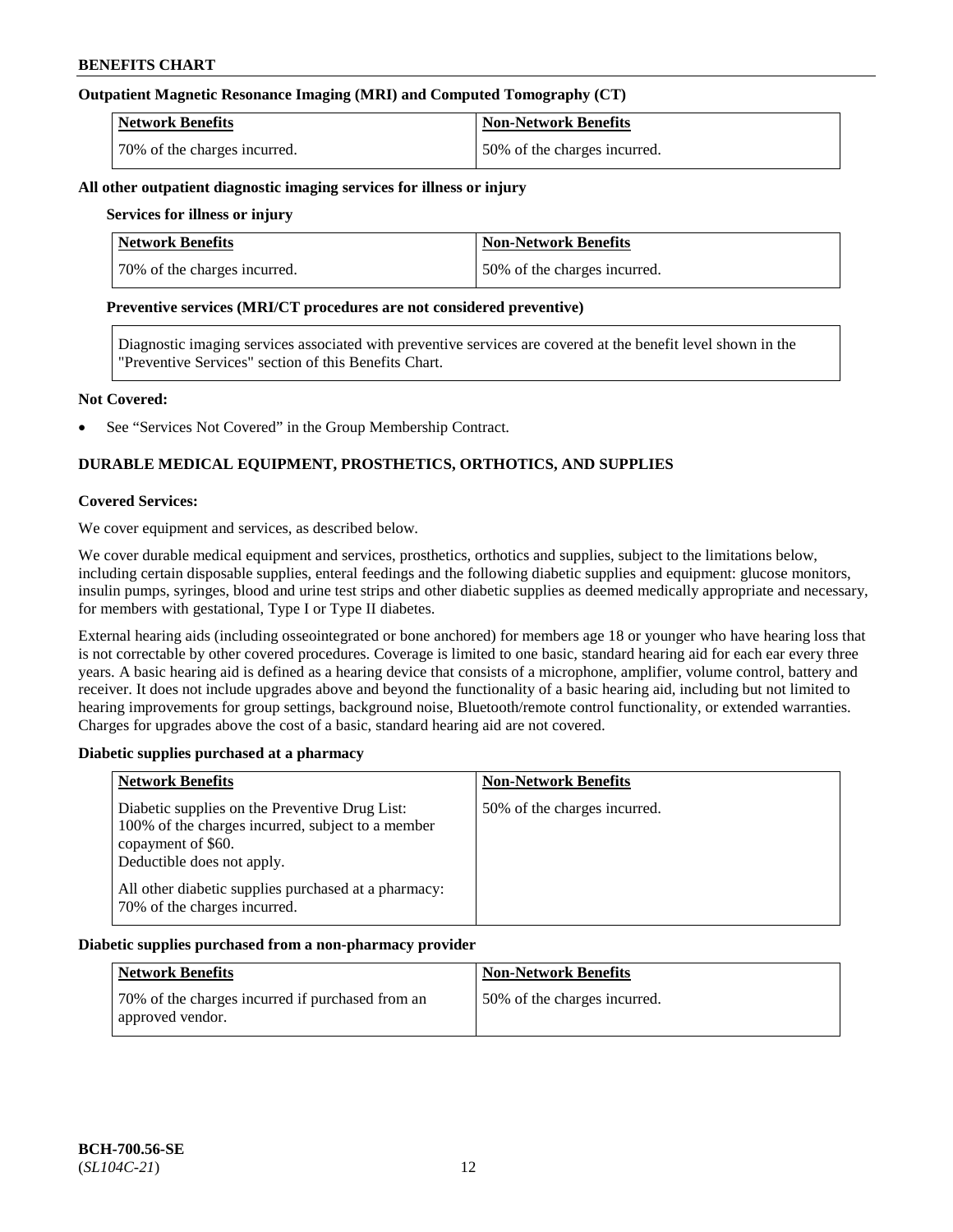**Outpatient Magnetic Resonance Imaging (MRI) and Computed Tomography (CT)**

| Network Benefits | Non-Network Benefits |
|---|---|
| 70% of the charges incurred. | 50% of the charges incurred. |

**All other outpatient diagnostic imaging services for illness or injury**

**Services for illness or injury**

| Network Benefits | Non-Network Benefits |
|---|---|
| 70% of the charges incurred. | 50% of the charges incurred. |

**Preventive services (MRI/CT procedures are not considered preventive)**

Diagnostic imaging services associated with preventive services are covered at the benefit level shown in the "Preventive Services" section of this Benefits Chart.

**Not Covered:**

- See "Services Not Covered" in the Group Membership Contract.

## DURABLE MEDICAL EQUIPMENT, PROSTHETICS, ORTHOTICS, AND SUPPLIES

**Covered Services:**

We cover equipment and services, as described below.

We cover durable medical equipment and services, prosthetics, orthotics and supplies, subject to the limitations below, including certain disposable supplies, enteral feedings and the following diabetic supplies and equipment: glucose monitors, insulin pumps, syringes, blood and urine test strips and other diabetic supplies as deemed medically appropriate and necessary, for members with gestational, Type I or Type II diabetes.

External hearing aids (including osseointegrated or bone anchored) for members age 18 or younger who have hearing loss that is not correctable by other covered procedures. Coverage is limited to one basic, standard hearing aid for each ear every three years. A basic hearing aid is defined as a hearing device that consists of a microphone, amplifier, volume control, battery and receiver. It does not include upgrades above and beyond the functionality of a basic hearing aid, including but not limited to hearing improvements for group settings, background noise, Bluetooth/remote control functionality, or extended warranties. Charges for upgrades above the cost of a basic, standard hearing aid are not covered.

**Diabetic supplies purchased at a pharmacy**

| Network Benefits | Non-Network Benefits |
|---|---|
| Diabetic supplies on the Preventive Drug List: 100% of the charges incurred, subject to a member copayment of $60. Deductible does not apply.<br><br>All other diabetic supplies purchased at a pharmacy: 70% of the charges incurred. | 50% of the charges incurred. |

**Diabetic supplies purchased from a non-pharmacy provider**

| Network Benefits | Non-Network Benefits |
|---|---|
| 70% of the charges incurred if purchased from an approved vendor. | 50% of the charges incurred. |

BCH-700.56-SE
(*SL104C-21*)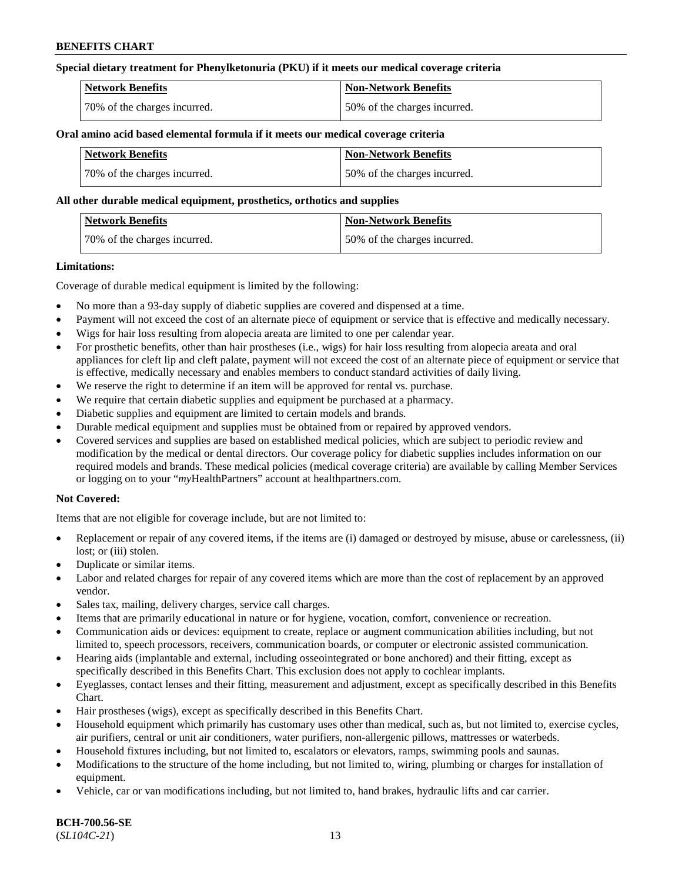**Special dietary treatment for Phenylketonuria (PKU) if it meets our medical coverage criteria**

| Network Benefits | Non-Network Benefits |
|---|---|
| 70% of the charges incurred. | 50% of the charges incurred. |

**Oral amino acid based elemental formula if it meets our medical coverage criteria**

| Network Benefits | Non-Network Benefits |
|---|---|
| 70% of the charges incurred. | 50% of the charges incurred. |

**All other durable medical equipment, prosthetics, orthotics and supplies**

| Network Benefits | Non-Network Benefits |
|---|---|
| 70% of the charges incurred. | 50% of the charges incurred. |

**Limitations:**

Coverage of durable medical equipment is limited by the following:

- No more than a 93-day supply of diabetic supplies are covered and dispensed at a time.
- Payment will not exceed the cost of an alternate piece of equipment or service that is effective and medically necessary.
- Wigs for hair loss resulting from alopecia areata are limited to one per calendar year.
- For prosthetic benefits, other than hair prostheses (i.e., wigs) for hair loss resulting from alopecia areata and oral appliances for cleft lip and cleft palate, payment will not exceed the cost of an alternate piece of equipment or service that is effective, medically necessary and enables members to conduct standard activities of daily living.
- We reserve the right to determine if an item will be approved for rental vs. purchase.
- We require that certain diabetic supplies and equipment be purchased at a pharmacy.
- Diabetic supplies and equipment are limited to certain models and brands.
- Durable medical equipment and supplies must be obtained from or repaired by approved vendors.
- Covered services and supplies are based on established medical policies, which are subject to periodic review and modification by the medical or dental directors. Our coverage policy for diabetic supplies includes information on our required models and brands. These medical policies (medical coverage criteria) are available by calling Member Services or logging on to your "*my*HealthPartners" account at healthpartners.com.

**Not Covered:**

Items that are not eligible for coverage include, but are not limited to:

- Replacement or repair of any covered items, if the items are (i) damaged or destroyed by misuse, abuse or carelessness, (ii) lost; or (iii) stolen.
- Duplicate or similar items.
- Labor and related charges for repair of any covered items which are more than the cost of replacement by an approved vendor.
- Sales tax, mailing, delivery charges, service call charges.
- Items that are primarily educational in nature or for hygiene, vocation, comfort, convenience or recreation.
- Communication aids or devices: equipment to create, replace or augment communication abilities including, but not limited to, speech processors, receivers, communication boards, or computer or electronic assisted communication.
- Hearing aids (implantable and external, including osseointegrated or bone anchored) and their fitting, except as specifically described in this Benefits Chart. This exclusion does not apply to cochlear implants.
- Eyeglasses, contact lenses and their fitting, measurement and adjustment, except as specifically described in this Benefits Chart.
- Hair prostheses (wigs), except as specifically described in this Benefits Chart.
- Household equipment which primarily has customary uses other than medical, such as, but not limited to, exercise cycles, air purifiers, central or unit air conditioners, water purifiers, non-allergenic pillows, mattresses or waterbeds.
- Household fixtures including, but not limited to, escalators or elevators, ramps, swimming pools and saunas.
- Modifications to the structure of the home including, but not limited to, wiring, plumbing or charges for installation of equipment.
- Vehicle, car or van modifications including, but not limited to, hand brakes, hydraulic lifts and car carrier.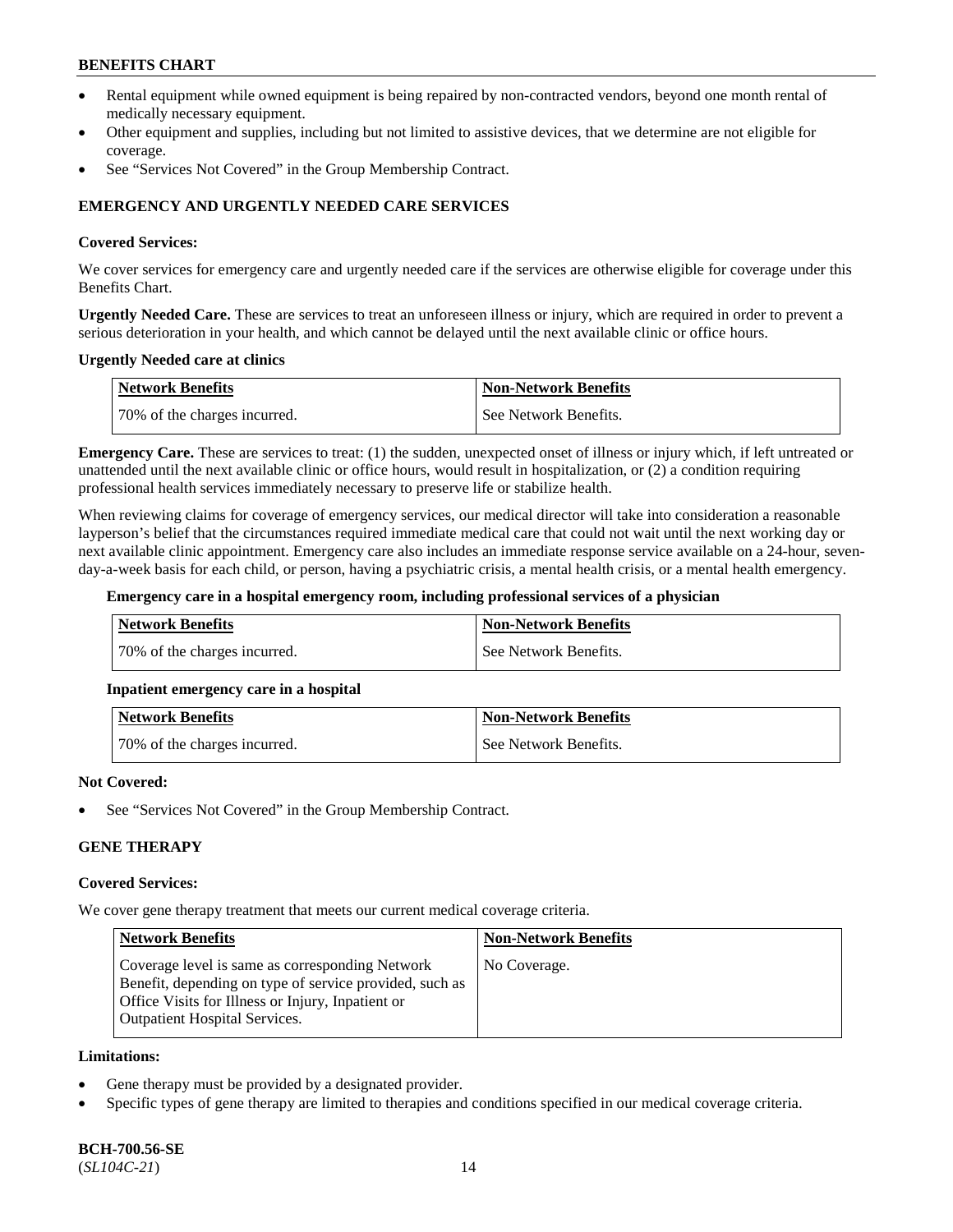- Rental equipment while owned equipment is being repaired by non-contracted vendors, beyond one month rental of medically necessary equipment.
- Other equipment and supplies, including but not limited to assistive devices, that we determine are not eligible for coverage.
- See "Services Not Covered" in the Group Membership Contract.

### EMERGENCY AND URGENTLY NEEDED CARE SERVICES

**Covered Services:**

We cover services for emergency care and urgently needed care if the services are otherwise eligible for coverage under this Benefits Chart.

**Urgently Needed Care.** These are services to treat an unforeseen illness or injury, which are required in order to prevent a serious deterioration in your health, and which cannot be delayed until the next available clinic or office hours.

**Urgently Needed care at clinics**

| Network Benefits | Non-Network Benefits |
| --- | --- |
| 70% of the charges incurred. | See Network Benefits. |

**Emergency Care.** These are services to treat: (1) the sudden, unexpected onset of illness or injury which, if left untreated or unattended until the next available clinic or office hours, would result in hospitalization, or (2) a condition requiring professional health services immediately necessary to preserve life or stabilize health.

When reviewing claims for coverage of emergency services, our medical director will take into consideration a reasonable layperson's belief that the circumstances required immediate medical care that could not wait until the next working day or next available clinic appointment. Emergency care also includes an immediate response service available on a 24-hour, seven-day-a-week basis for each child, or person, having a psychiatric crisis, a mental health crisis, or a mental health emergency.

**Emergency care in a hospital emergency room, including professional services of a physician**

| Network Benefits | Non-Network Benefits |
| --- | --- |
| 70% of the charges incurred. | See Network Benefits. |

**Inpatient emergency care in a hospital**

| Network Benefits | Non-Network Benefits |
| --- | --- |
| 70% of the charges incurred. | See Network Benefits. |

**Not Covered:**

- See "Services Not Covered" in the Group Membership Contract.

### GENE THERAPY

**Covered Services:**

We cover gene therapy treatment that meets our current medical coverage criteria.

| Network Benefits | Non-Network Benefits |
| --- | --- |
| Coverage level is same as corresponding Network Benefit, depending on type of service provided, such as Office Visits for Illness or Injury, Inpatient or Outpatient Hospital Services. | No Coverage. |

**Limitations:**

- Gene therapy must be provided by a designated provider.
- Specific types of gene therapy are limited to therapies and conditions specified in our medical coverage criteria.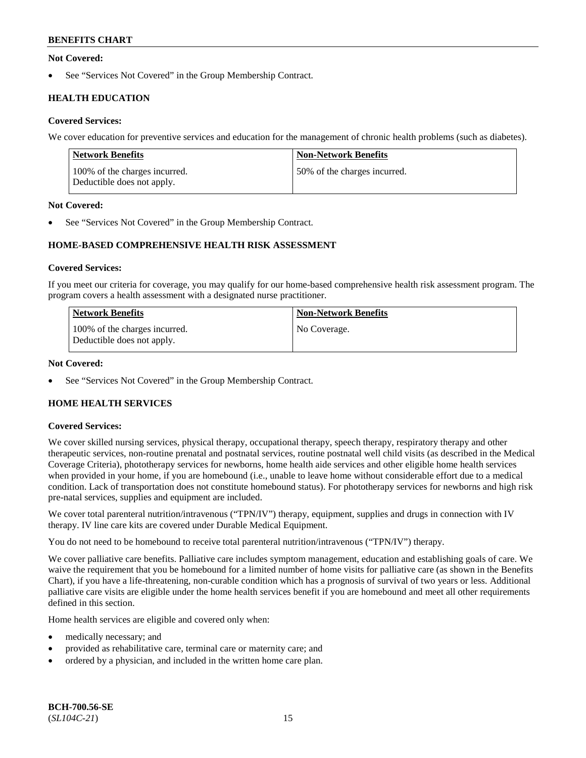**Not Covered:**

- See "Services Not Covered" in the Group Membership Contract.

### HEALTH EDUCATION

**Covered Services:**

We cover education for preventive services and education for the management of chronic health problems (such as diabetes).

| Network Benefits | Non-Network Benefits |
| --- | --- |
| 100% of the charges incurred. Deductible does not apply. | 50% of the charges incurred. |

**Not Covered:**

- See "Services Not Covered" in the Group Membership Contract.

### HOME-BASED COMPREHENSIVE HEALTH RISK ASSESSMENT

**Covered Services:**

If you meet our criteria for coverage, you may qualify for our home-based comprehensive health risk assessment program. The program covers a health assessment with a designated nurse practitioner.

| Network Benefits | Non-Network Benefits |
| --- | --- |
| 100% of the charges incurred. Deductible does not apply. | No Coverage. |

**Not Covered:**

- See "Services Not Covered" in the Group Membership Contract.

### HOME HEALTH SERVICES

**Covered Services:**

We cover skilled nursing services, physical therapy, occupational therapy, speech therapy, respiratory therapy and other therapeutic services, non-routine prenatal and postnatal services, routine postnatal well child visits (as described in the Medical Coverage Criteria), phototherapy services for newborns, home health aide services and other eligible home health services when provided in your home, if you are homebound (i.e., unable to leave home without considerable effort due to a medical condition. Lack of transportation does not constitute homebound status). For phototherapy services for newborns and high risk pre-natal services, supplies and equipment are included.

We cover total parenteral nutrition/intravenous ("TPN/IV") therapy, equipment, supplies and drugs in connection with IV therapy. IV line care kits are covered under Durable Medical Equipment.

You do not need to be homebound to receive total parenteral nutrition/intravenous ("TPN/IV") therapy.

We cover palliative care benefits. Palliative care includes symptom management, education and establishing goals of care. We waive the requirement that you be homebound for a limited number of home visits for palliative care (as shown in the Benefits Chart), if you have a life-threatening, non-curable condition which has a prognosis of survival of two years or less. Additional palliative care visits are eligible under the home health services benefit if you are homebound and meet all other requirements defined in this section.

Home health services are eligible and covered only when:

- medically necessary; and
- provided as rehabilitative care, terminal care or maternity care; and
- ordered by a physician, and included in the written home care plan.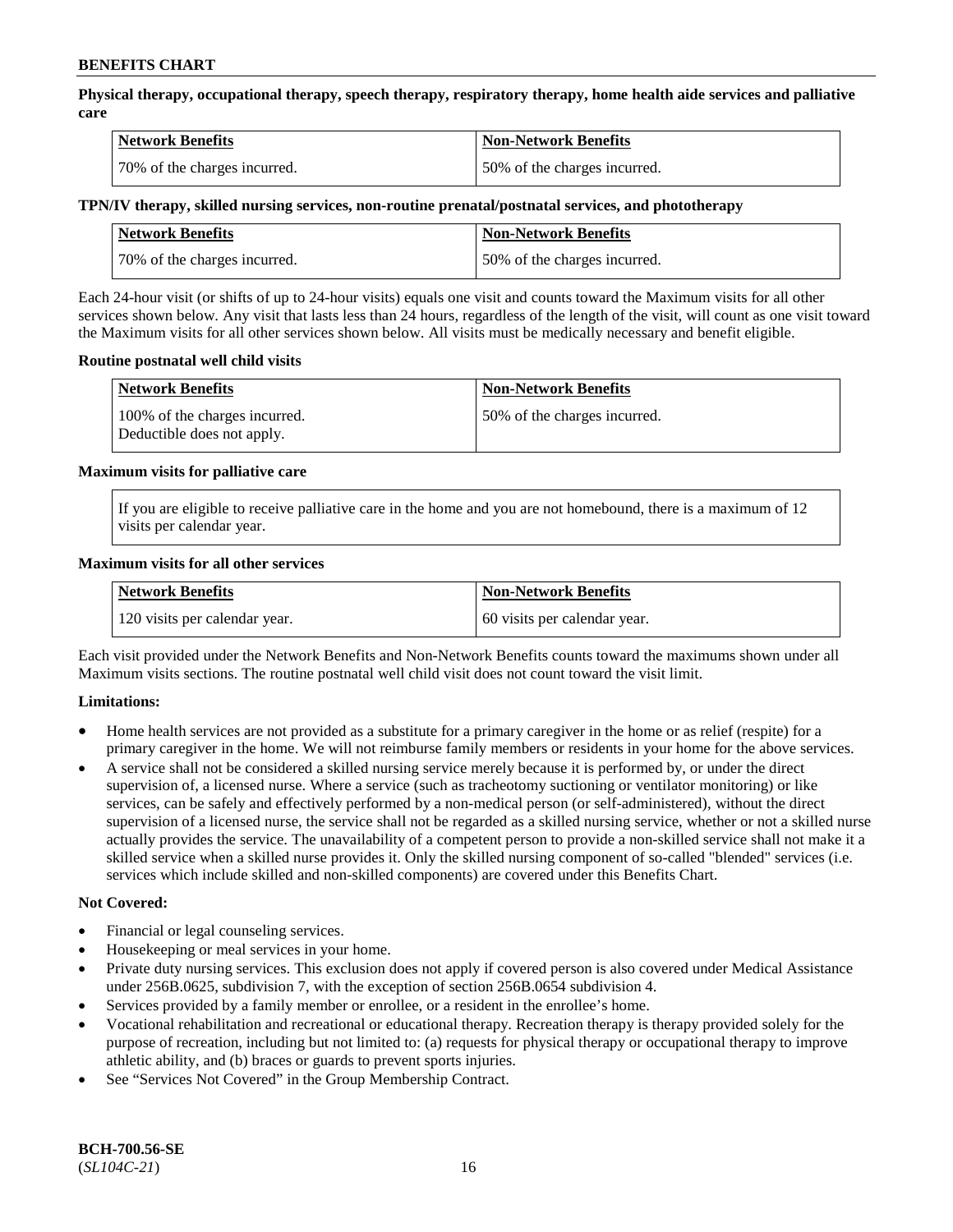**Physical therapy, occupational therapy, speech therapy, respiratory therapy, home health aide services and palliative care**

| Network Benefits | Non-Network Benefits |
|---|---|
| 70% of the charges incurred. | 50% of the charges incurred. |

**TPN/IV therapy, skilled nursing services, non-routine prenatal/postnatal services, and phototherapy**

| Network Benefits | Non-Network Benefits |
|---|---|
| 70% of the charges incurred. | 50% of the charges incurred. |

Each 24-hour visit (or shifts of up to 24-hour visits) equals one visit and counts toward the Maximum visits for all other services shown below. Any visit that lasts less than 24 hours, regardless of the length of the visit, will count as one visit toward the Maximum visits for all other services shown below. All visits must be medically necessary and benefit eligible.

**Routine postnatal well child visits**

| Network Benefits | Non-Network Benefits |
|---|---|
| 100% of the charges incurred. Deductible does not apply. | 50% of the charges incurred. |

**Maximum visits for palliative care**

If you are eligible to receive palliative care in the home and you are not homebound, there is a maximum of 12 visits per calendar year.

**Maximum visits for all other services**

| Network Benefits | Non-Network Benefits |
|---|---|
| 120 visits per calendar year. | 60 visits per calendar year. |

Each visit provided under the Network Benefits and Non-Network Benefits counts toward the maximums shown under all Maximum visits sections. The routine postnatal well child visit does not count toward the visit limit.

**Limitations:**

- Home health services are not provided as a substitute for a primary caregiver in the home or as relief (respite) for a primary caregiver in the home. We will not reimburse family members or residents in your home for the above services.
- A service shall not be considered a skilled nursing service merely because it is performed by, or under the direct supervision of, a licensed nurse. Where a service (such as tracheotomy suctioning or ventilator monitoring) or like services, can be safely and effectively performed by a non-medical person (or self-administered), without the direct supervision of a licensed nurse, the service shall not be regarded as a skilled nursing service, whether or not a skilled nurse actually provides the service. The unavailability of a competent person to provide a non-skilled service shall not make it a skilled service when a skilled nurse provides it. Only the skilled nursing component of so-called "blended" services (i.e. services which include skilled and non-skilled components) are covered under this Benefits Chart.

**Not Covered:**

- Financial or legal counseling services.
- Housekeeping or meal services in your home.
- Private duty nursing services. This exclusion does not apply if covered person is also covered under Medical Assistance under 256B.0625, subdivision 7, with the exception of section 256B.0654 subdivision 4.
- Services provided by a family member or enrollee, or a resident in the enrollee's home.
- Vocational rehabilitation and recreational or educational therapy. Recreation therapy is therapy provided solely for the purpose of recreation, including but not limited to: (a) requests for physical therapy or occupational therapy to improve athletic ability, and (b) braces or guards to prevent sports injuries.
- See "Services Not Covered" in the Group Membership Contract.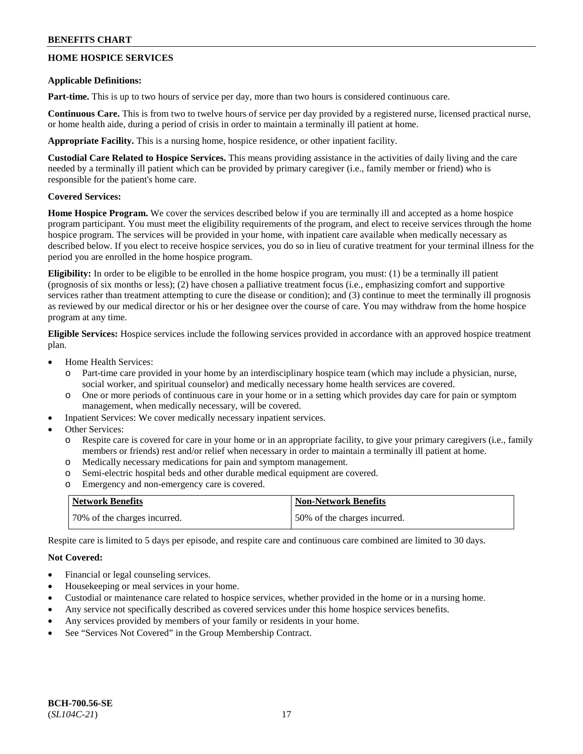## HOME HOSPICE SERVICES

**Applicable Definitions:**

**Part-time.** This is up to two hours of service per day, more than two hours is considered continuous care.

**Continuous Care.** This is from two to twelve hours of service per day provided by a registered nurse, licensed practical nurse, or home health aide, during a period of crisis in order to maintain a terminally ill patient at home.

**Appropriate Facility.** This is a nursing home, hospice residence, or other inpatient facility.

**Custodial Care Related to Hospice Services.** This means providing assistance in the activities of daily living and the care needed by a terminally ill patient which can be provided by primary caregiver (i.e., family member or friend) who is responsible for the patient's home care.

**Covered Services:**

**Home Hospice Program.** We cover the services described below if you are terminally ill and accepted as a home hospice program participant. You must meet the eligibility requirements of the program, and elect to receive services through the home hospice program. The services will be provided in your home, with inpatient care available when medically necessary as described below. If you elect to receive hospice services, you do so in lieu of curative treatment for your terminal illness for the period you are enrolled in the home hospice program.

**Eligibility:** In order to be eligible to be enrolled in the home hospice program, you must: (1) be a terminally ill patient (prognosis of six months or less); (2) have chosen a palliative treatment focus (i.e., emphasizing comfort and supportive services rather than treatment attempting to cure the disease or condition); and (3) continue to meet the terminally ill prognosis as reviewed by our medical director or his or her designee over the course of care. You may withdraw from the home hospice program at any time.

**Eligible Services:** Hospice services include the following services provided in accordance with an approved hospice treatment plan.

- Home Health Services:
  - Part-time care provided in your home by an interdisciplinary hospice team (which may include a physician, nurse, social worker, and spiritual counselor) and medically necessary home health services are covered.
  - One or more periods of continuous care in your home or in a setting which provides day care for pain or symptom management, when medically necessary, will be covered.
- Inpatient Services: We cover medically necessary inpatient services.
- Other Services:
  - Respite care is covered for care in your home or in an appropriate facility, to give your primary caregivers (i.e., family members or friends) rest and/or relief when necessary in order to maintain a terminally ill patient at home.
  - Medically necessary medications for pain and symptom management.
  - Semi-electric hospital beds and other durable medical equipment are covered.
  - Emergency and non-emergency care is covered.

| Network Benefits | Non-Network Benefits |
|---|---|
| 70% of the charges incurred. | 50% of the charges incurred. |

Respite care is limited to 5 days per episode, and respite care and continuous care combined are limited to 30 days.

**Not Covered:**

- Financial or legal counseling services.
- Housekeeping or meal services in your home.
- Custodial or maintenance care related to hospice services, whether provided in the home or in a nursing home.
- Any service not specifically described as covered services under this home hospice services benefits.
- Any services provided by members of your family or residents in your home.
- See "Services Not Covered" in the Group Membership Contract.

**BCH-700.56-SE**
(*SL104C-21*)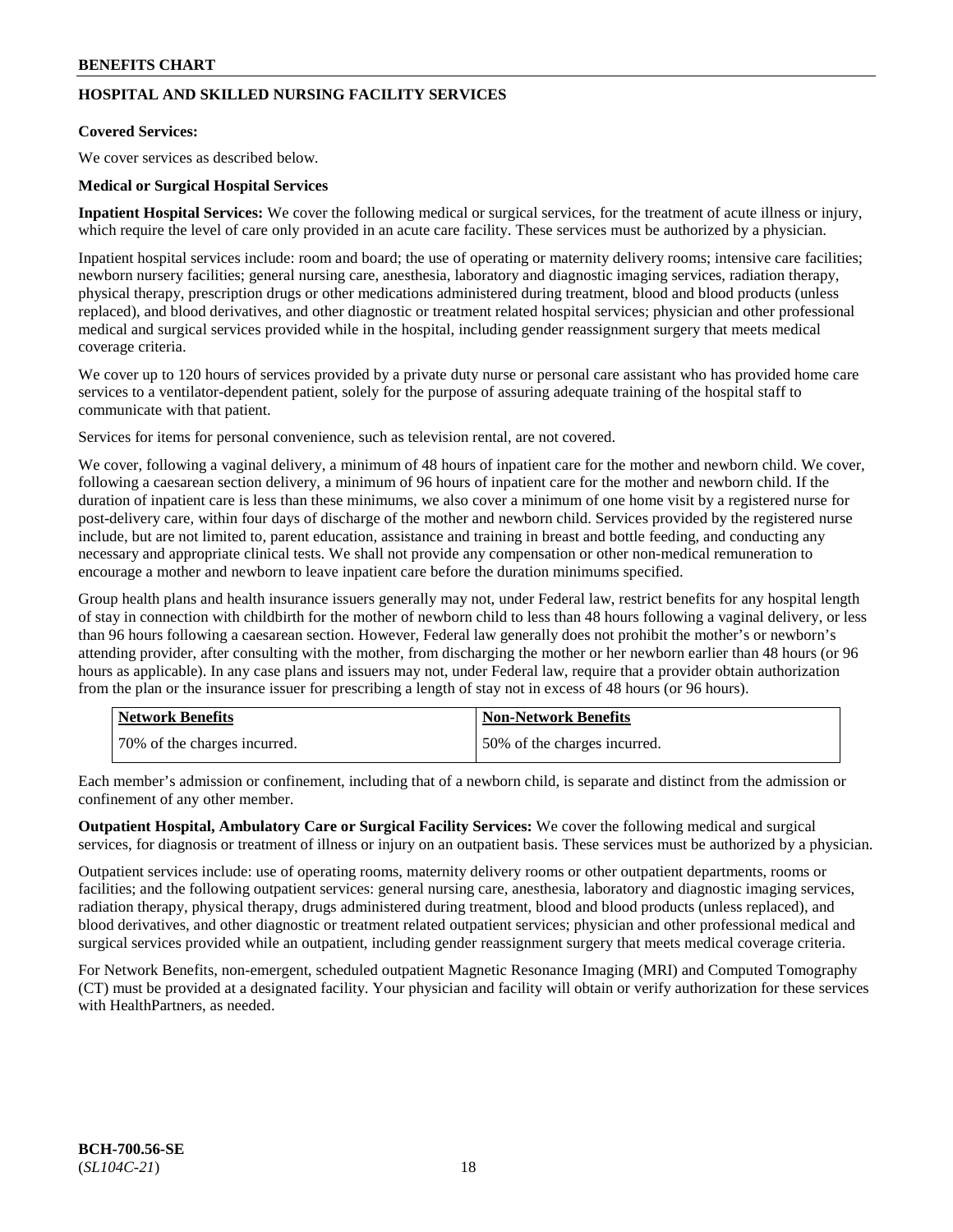## HOSPITAL AND SKILLED NURSING FACILITY SERVICES

**Covered Services:**

We cover services as described below.

**Medical or Surgical Hospital Services**

**Inpatient Hospital Services:** We cover the following medical or surgical services, for the treatment of acute illness or injury, which require the level of care only provided in an acute care facility. These services must be authorized by a physician.

Inpatient hospital services include: room and board; the use of operating or maternity delivery rooms; intensive care facilities; newborn nursery facilities; general nursing care, anesthesia, laboratory and diagnostic imaging services, radiation therapy, physical therapy, prescription drugs or other medications administered during treatment, blood and blood products (unless replaced), and blood derivatives, and other diagnostic or treatment related hospital services; physician and other professional medical and surgical services provided while in the hospital, including gender reassignment surgery that meets medical coverage criteria.

We cover up to 120 hours of services provided by a private duty nurse or personal care assistant who has provided home care services to a ventilator-dependent patient, solely for the purpose of assuring adequate training of the hospital staff to communicate with that patient.

Services for items for personal convenience, such as television rental, are not covered.

We cover, following a vaginal delivery, a minimum of 48 hours of inpatient care for the mother and newborn child. We cover, following a caesarean section delivery, a minimum of 96 hours of inpatient care for the mother and newborn child. If the duration of inpatient care is less than these minimums, we also cover a minimum of one home visit by a registered nurse for post-delivery care, within four days of discharge of the mother and newborn child. Services provided by the registered nurse include, but are not limited to, parent education, assistance and training in breast and bottle feeding, and conducting any necessary and appropriate clinical tests. We shall not provide any compensation or other non-medical remuneration to encourage a mother and newborn to leave inpatient care before the duration minimums specified.

Group health plans and health insurance issuers generally may not, under Federal law, restrict benefits for any hospital length of stay in connection with childbirth for the mother of newborn child to less than 48 hours following a vaginal delivery, or less than 96 hours following a caesarean section. However, Federal law generally does not prohibit the mother's or newborn's attending provider, after consulting with the mother, from discharging the mother or her newborn earlier than 48 hours (or 96 hours as applicable). In any case plans and issuers may not, under Federal law, require that a provider obtain authorization from the plan or the insurance issuer for prescribing a length of stay not in excess of 48 hours (or 96 hours).

| Network Benefits | Non-Network Benefits |
|---|---|
| 70% of the charges incurred. | 50% of the charges incurred. |

Each member's admission or confinement, including that of a newborn child, is separate and distinct from the admission or confinement of any other member.

**Outpatient Hospital, Ambulatory Care or Surgical Facility Services:** We cover the following medical and surgical services, for diagnosis or treatment of illness or injury on an outpatient basis. These services must be authorized by a physician.

Outpatient services include: use of operating rooms, maternity delivery rooms or other outpatient departments, rooms or facilities; and the following outpatient services: general nursing care, anesthesia, laboratory and diagnostic imaging services, radiation therapy, physical therapy, drugs administered during treatment, blood and blood products (unless replaced), and blood derivatives, and other diagnostic or treatment related outpatient services; physician and other professional medical and surgical services provided while an outpatient, including gender reassignment surgery that meets medical coverage criteria.

For Network Benefits, non-emergent, scheduled outpatient Magnetic Resonance Imaging (MRI) and Computed Tomography (CT) must be provided at a designated facility. Your physician and facility will obtain or verify authorization for these services with HealthPartners, as needed.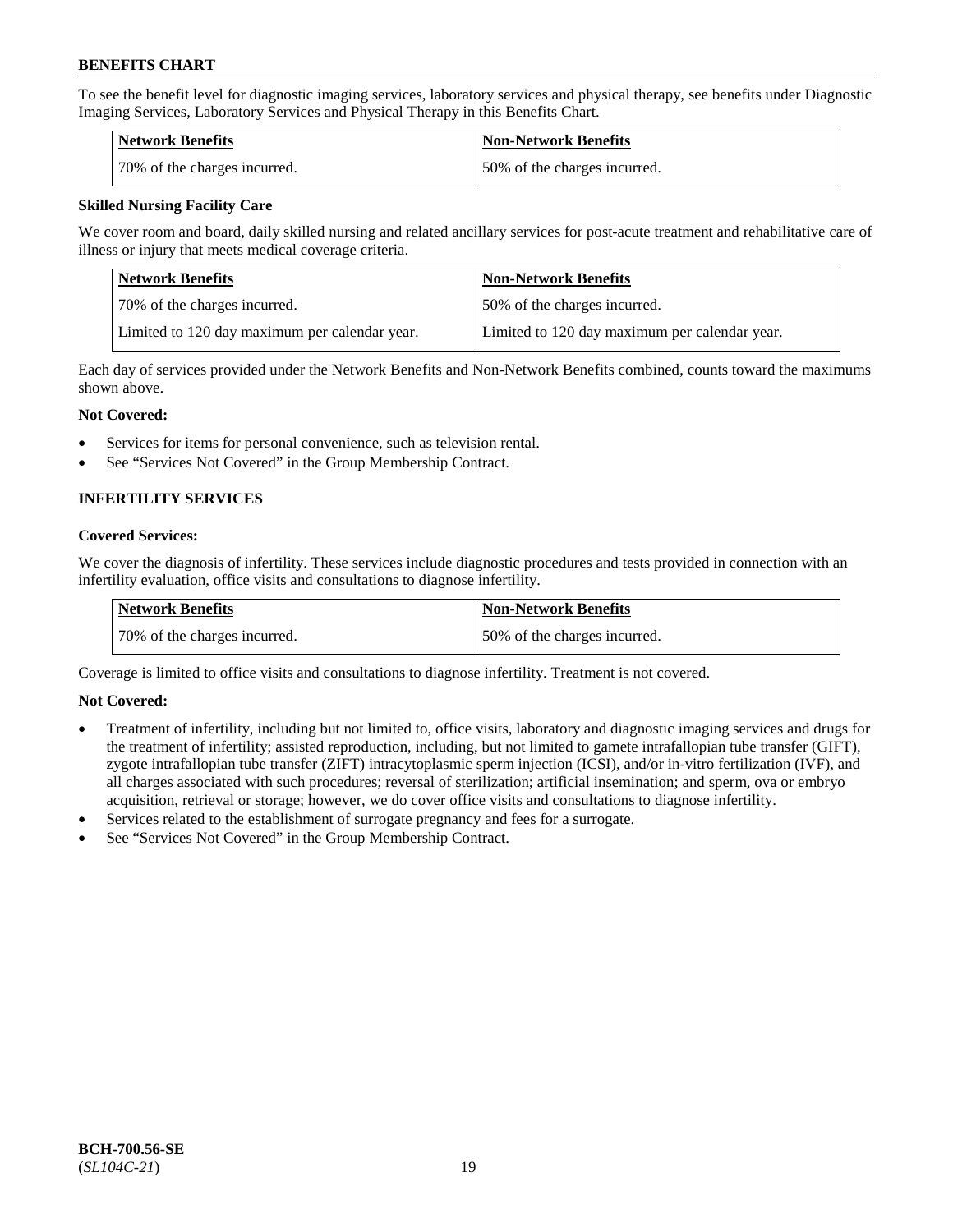To see the benefit level for diagnostic imaging services, laboratory services and physical therapy, see benefits under Diagnostic Imaging Services, Laboratory Services and Physical Therapy in this Benefits Chart.

| Network Benefits | Non-Network Benefits |
|---|---|
| 70% of the charges incurred. | 50% of the charges incurred. |

**Skilled Nursing Facility Care**

We cover room and board, daily skilled nursing and related ancillary services for post-acute treatment and rehabilitative care of illness or injury that meets medical coverage criteria.

| Network Benefits | Non-Network Benefits |
|---|---|
| 70% of the charges incurred. | 50% of the charges incurred. |
| Limited to 120 day maximum per calendar year. | Limited to 120 day maximum per calendar year. |

Each day of services provided under the Network Benefits and Non-Network Benefits combined, counts toward the maximums shown above.

**Not Covered:**

- Services for items for personal convenience, such as television rental.
- See "Services Not Covered" in the Group Membership Contract.

## INFERTILITY SERVICES

**Covered Services:**

We cover the diagnosis of infertility. These services include diagnostic procedures and tests provided in connection with an infertility evaluation, office visits and consultations to diagnose infertility.

| Network Benefits | Non-Network Benefits |
|---|---|
| 70% of the charges incurred. | 50% of the charges incurred. |

Coverage is limited to office visits and consultations to diagnose infertility. Treatment is not covered.

**Not Covered:**

- Treatment of infertility, including but not limited to, office visits, laboratory and diagnostic imaging services and drugs for the treatment of infertility; assisted reproduction, including, but not limited to gamete intrafallopian tube transfer (GIFT), zygote intrafallopian tube transfer (ZIFT) intracytoplasmic sperm injection (ICSI), and/or in-vitro fertilization (IVF), and all charges associated with such procedures; reversal of sterilization; artificial insemination; and sperm, ova or embryo acquisition, retrieval or storage; however, we do cover office visits and consultations to diagnose infertility.
- Services related to the establishment of surrogate pregnancy and fees for a surrogate.
- See "Services Not Covered" in the Group Membership Contract.

**BCH-700.56-SE**
(*SL104C-21*)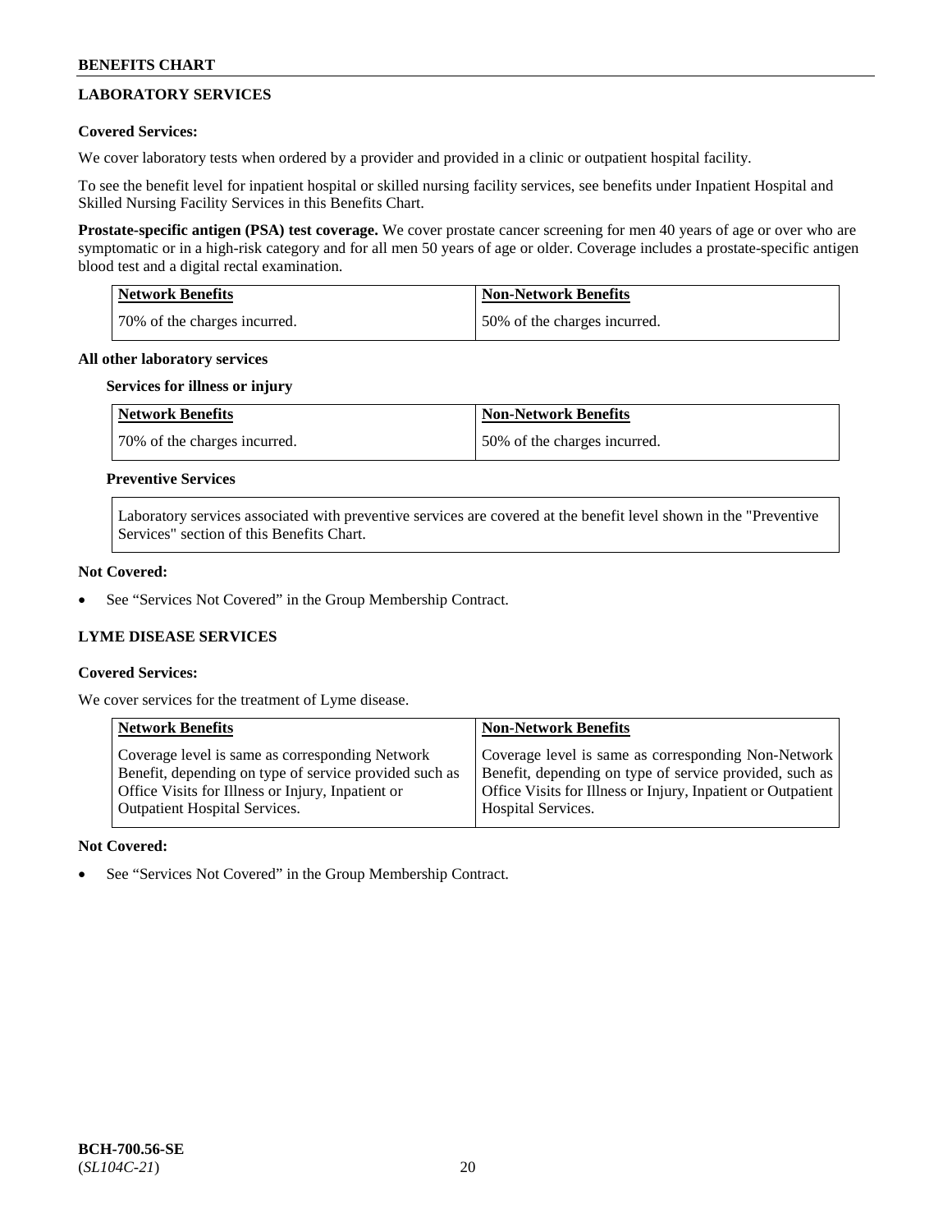## LABORATORY SERVICES

**Covered Services:**

We cover laboratory tests when ordered by a provider and provided in a clinic or outpatient hospital facility.

To see the benefit level for inpatient hospital or skilled nursing facility services, see benefits under Inpatient Hospital and Skilled Nursing Facility Services in this Benefits Chart.

**Prostate-specific antigen (PSA) test coverage.** We cover prostate cancer screening for men 40 years of age or over who are symptomatic or in a high-risk category and for all men 50 years of age or older. Coverage includes a prostate-specific antigen blood test and a digital rectal examination.

| Network Benefits | Non-Network Benefits |
|---|---|
| 70% of the charges incurred. | 50% of the charges incurred. |

**All other laboratory services**

**Services for illness or injury**

| Network Benefits | Non-Network Benefits |
|---|---|
| 70% of the charges incurred. | 50% of the charges incurred. |

**Preventive Services**

Laboratory services associated with preventive services are covered at the benefit level shown in the "Preventive Services" section of this Benefits Chart.

**Not Covered:**

- See "Services Not Covered" in the Group Membership Contract.

## LYME DISEASE SERVICES

**Covered Services:**

We cover services for the treatment of Lyme disease.

| Network Benefits | Non-Network Benefits |
|---|---|
| Coverage level is same as corresponding Network Benefit, depending on type of service provided such as Office Visits for Illness or Injury, Inpatient or Outpatient Hospital Services. | Coverage level is same as corresponding Non-Network Benefit, depending on type of service provided, such as Office Visits for Illness or Injury, Inpatient or Outpatient Hospital Services. |

**Not Covered:**

- See "Services Not Covered" in the Group Membership Contract.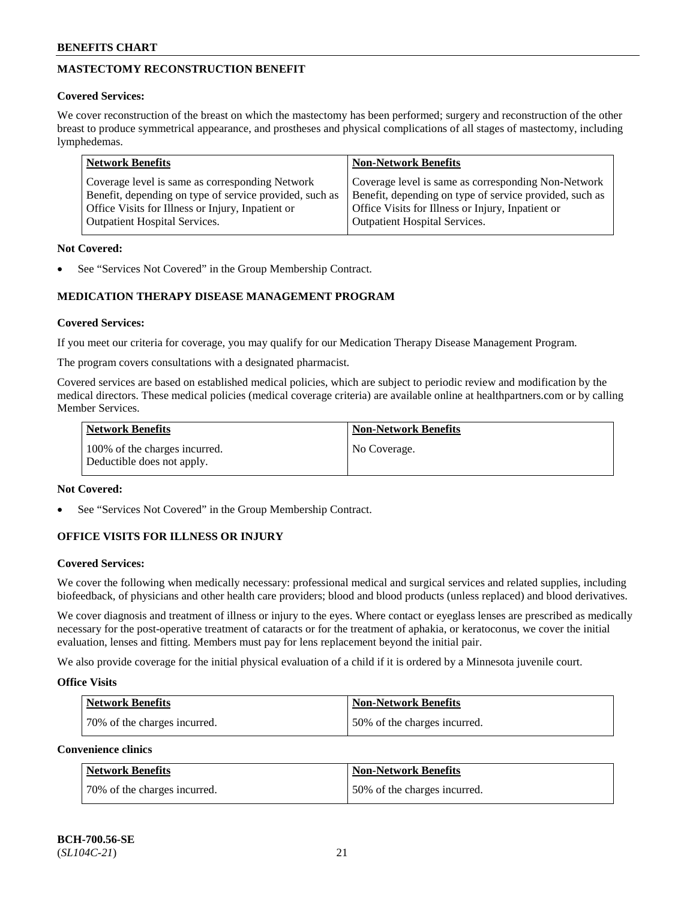## MASTECTOMY RECONSTRUCTION BENEFIT

**Covered Services:**

We cover reconstruction of the breast on which the mastectomy has been performed; surgery and reconstruction of the other breast to produce symmetrical appearance, and prostheses and physical complications of all stages of mastectomy, including lymphedemas.

| Network Benefits | Non-Network Benefits |
|---|---|
| Coverage level is same as corresponding Network Benefit, depending on type of service provided, such as Office Visits for Illness or Injury, Inpatient or Outpatient Hospital Services. | Coverage level is same as corresponding Non-Network Benefit, depending on type of service provided, such as Office Visits for Illness or Injury, Inpatient or Outpatient Hospital Services. |

**Not Covered:**

- See "Services Not Covered" in the Group Membership Contract.

## MEDICATION THERAPY DISEASE MANAGEMENT PROGRAM

**Covered Services:**

If you meet our criteria for coverage, you may qualify for our Medication Therapy Disease Management Program.

The program covers consultations with a designated pharmacist.

Covered services are based on established medical policies, which are subject to periodic review and modification by the medical directors. These medical policies (medical coverage criteria) are available online at healthpartners.com or by calling Member Services.

| Network Benefits | Non-Network Benefits |
|---|---|
| 100% of the charges incurred. Deductible does not apply. | No Coverage. |

**Not Covered:**

- See "Services Not Covered" in the Group Membership Contract.

## OFFICE VISITS FOR ILLNESS OR INJURY

**Covered Services:**

We cover the following when medically necessary: professional medical and surgical services and related supplies, including biofeedback, of physicians and other health care providers; blood and blood products (unless replaced) and blood derivatives.

We cover diagnosis and treatment of illness or injury to the eyes. Where contact or eyeglass lenses are prescribed as medically necessary for the post-operative treatment of cataracts or for the treatment of aphakia, or keratoconus, we cover the initial evaluation, lenses and fitting. Members must pay for lens replacement beyond the initial pair.

We also provide coverage for the initial physical evaluation of a child if it is ordered by a Minnesota juvenile court.

**Office Visits**

| Network Benefits | Non-Network Benefits |
|---|---|
| 70% of the charges incurred. | 50% of the charges incurred. |

**Convenience clinics**

| Network Benefits | Non-Network Benefits |
|---|---|
| 70% of the charges incurred. | 50% of the charges incurred. |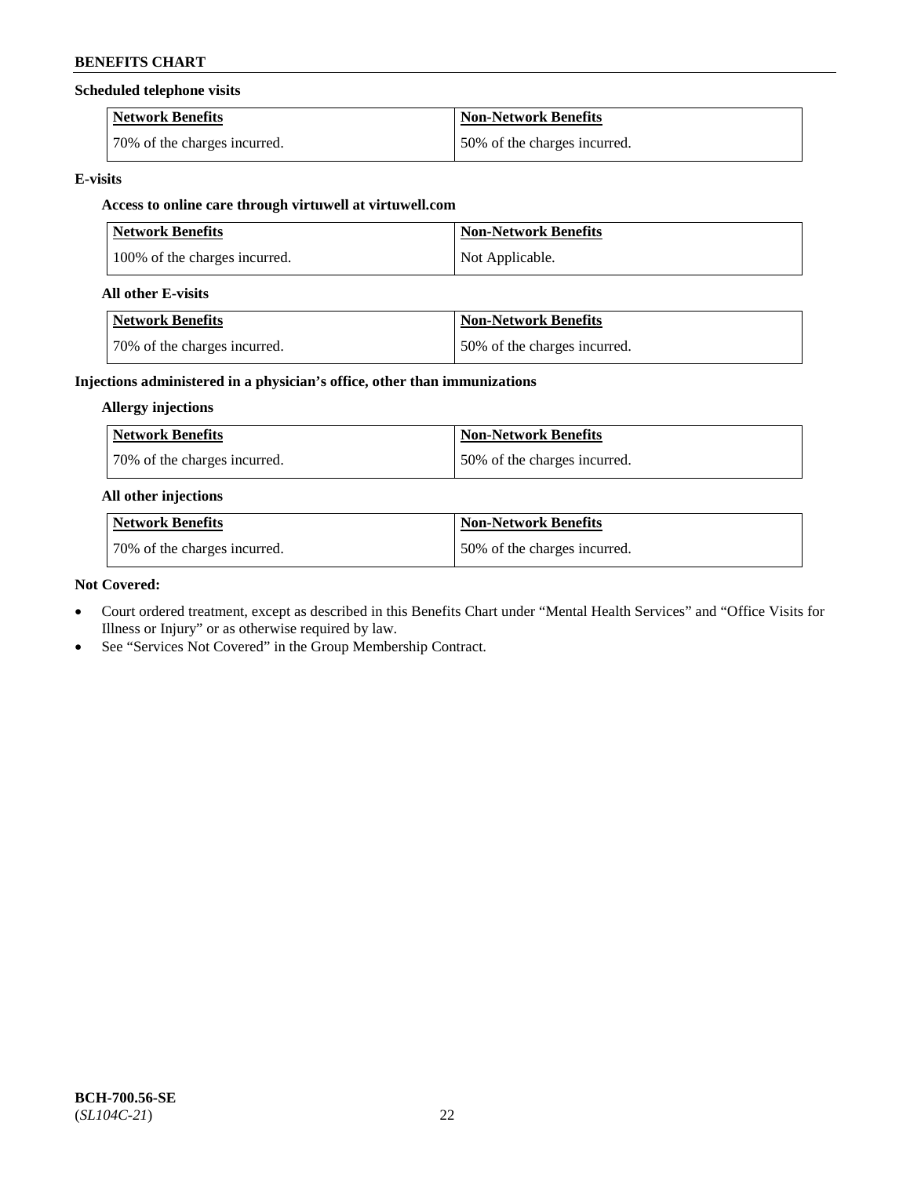**Scheduled telephone visits**

| Network Benefits | Non-Network Benefits |
| --- | --- |
| 70% of the charges incurred. | 50% of the charges incurred. |

**E-visits**

**Access to online care through virtuwell at virtuwell.com**

| Network Benefits | Non-Network Benefits |
| --- | --- |
| 100% of the charges incurred. | Not Applicable. |

**All other E-visits**

| Network Benefits | Non-Network Benefits |
| --- | --- |
| 70% of the charges incurred. | 50% of the charges incurred. |

**Injections administered in a physician's office, other than immunizations**

**Allergy injections**

| Network Benefits | Non-Network Benefits |
| --- | --- |
| 70% of the charges incurred. | 50% of the charges incurred. |

**All other injections**

| Network Benefits | Non-Network Benefits |
| --- | --- |
| 70% of the charges incurred. | 50% of the charges incurred. |

**Not Covered:**

- Court ordered treatment, except as described in this Benefits Chart under "Mental Health Services" and "Office Visits for Illness or Injury" or as otherwise required by law.
- See "Services Not Covered" in the Group Membership Contract.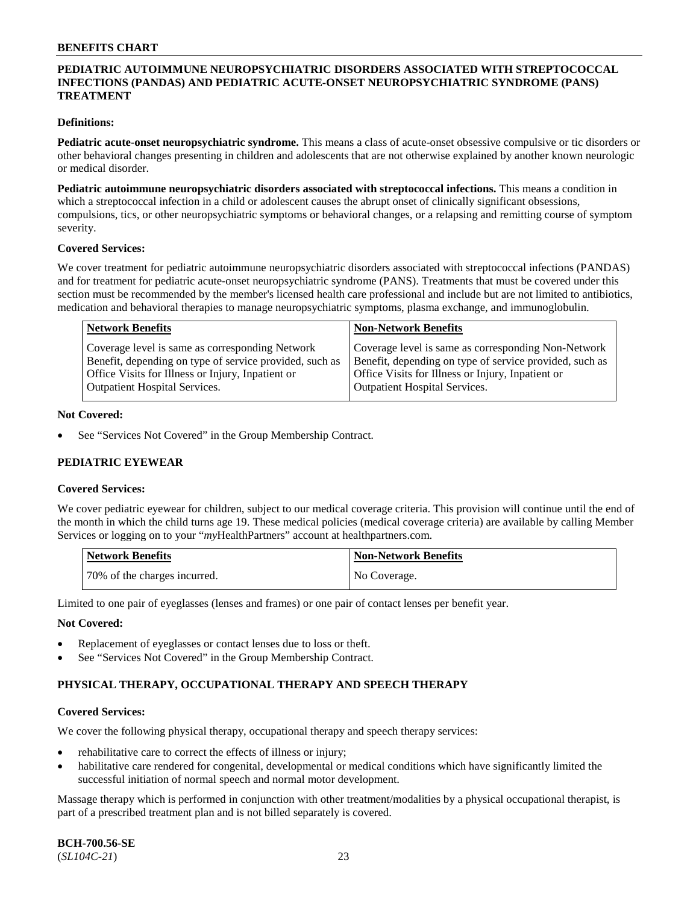## PEDIATRIC AUTOIMMUNE NEUROPSYCHIATRIC DISORDERS ASSOCIATED WITH STREPTOCOCCAL INFECTIONS (PANDAS) AND PEDIATRIC ACUTE-ONSET NEUROPSYCHIATRIC SYNDROME (PANS) TREATMENT

**Definitions:**

**Pediatric acute-onset neuropsychiatric syndrome.** This means a class of acute-onset obsessive compulsive or tic disorders or other behavioral changes presenting in children and adolescents that are not otherwise explained by another known neurologic or medical disorder.

**Pediatric autoimmune neuropsychiatric disorders associated with streptococcal infections.** This means a condition in which a streptococcal infection in a child or adolescent causes the abrupt onset of clinically significant obsessions, compulsions, tics, or other neuropsychiatric symptoms or behavioral changes, or a relapsing and remitting course of symptom severity.

**Covered Services:**

We cover treatment for pediatric autoimmune neuropsychiatric disorders associated with streptococcal infections (PANDAS) and for treatment for pediatric acute-onset neuropsychiatric syndrome (PANS). Treatments that must be covered under this section must be recommended by the member's licensed health care professional and include but are not limited to antibiotics, medication and behavioral therapies to manage neuropsychiatric symptoms, plasma exchange, and immunoglobulin.

| Network Benefits | Non-Network Benefits |
|---|---|
| Coverage level is same as corresponding Network Benefit, depending on type of service provided, such as Office Visits for Illness or Injury, Inpatient or Outpatient Hospital Services. | Coverage level is same as corresponding Non-Network Benefit, depending on type of service provided, such as Office Visits for Illness or Injury, Inpatient or Outpatient Hospital Services. |

**Not Covered:**

- See "Services Not Covered" in the Group Membership Contract.

## PEDIATRIC EYEWEAR

**Covered Services:**

We cover pediatric eyewear for children, subject to our medical coverage criteria. This provision will continue until the end of the month in which the child turns age 19. These medical policies (medical coverage criteria) are available by calling Member Services or logging on to your "*my*HealthPartners" account at healthpartners.com.

| Network Benefits | Non-Network Benefits |
|---|---|
| 70% of the charges incurred. | No Coverage. |

Limited to one pair of eyeglasses (lenses and frames) or one pair of contact lenses per benefit year.

**Not Covered:**

- Replacement of eyeglasses or contact lenses due to loss or theft.
- See "Services Not Covered" in the Group Membership Contract.

## PHYSICAL THERAPY, OCCUPATIONAL THERAPY AND SPEECH THERAPY

**Covered Services:**

We cover the following physical therapy, occupational therapy and speech therapy services:

- rehabilitative care to correct the effects of illness or injury;
- habilitative care rendered for congenital, developmental or medical conditions which have significantly limited the successful initiation of normal speech and normal motor development.

Massage therapy which is performed in conjunction with other treatment/modalities by a physical occupational therapist, is part of a prescribed treatment plan and is not billed separately is covered.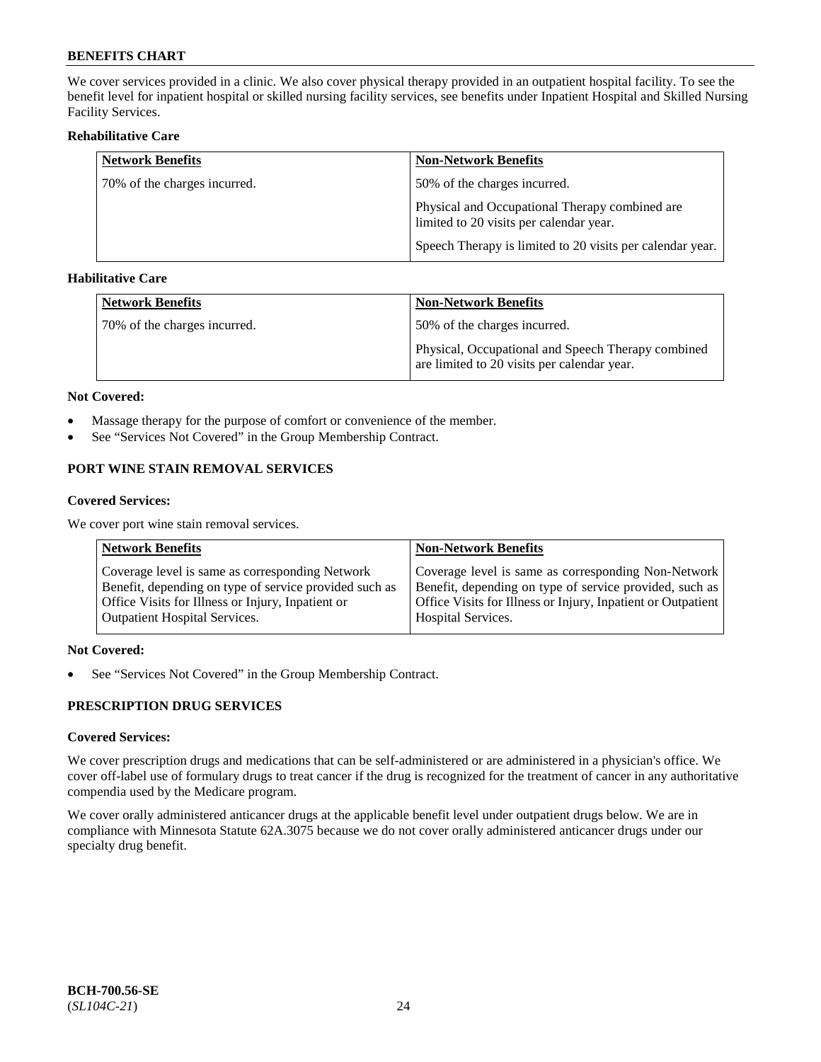We cover services provided in a clinic. We also cover physical therapy provided in an outpatient hospital facility. To see the benefit level for inpatient hospital or skilled nursing facility services, see benefits under Inpatient Hospital and Skilled Nursing Facility Services.

**Rehabilitative Care**

| Network Benefits | Non-Network Benefits |
|---|---|
| 70% of the charges incurred. | 50% of the charges incurred.<br><br>Physical and Occupational Therapy combined are limited to 20 visits per calendar year.<br><br>Speech Therapy is limited to 20 visits per calendar year. |

**Habilitative Care**

| Network Benefits | Non-Network Benefits |
|---|---|
| 70% of the charges incurred. | 50% of the charges incurred.<br><br>Physical, Occupational and Speech Therapy combined are limited to 20 visits per calendar year. |

**Not Covered:**

- Massage therapy for the purpose of comfort or convenience of the member.
- See "Services Not Covered" in the Group Membership Contract.

## PORT WINE STAIN REMOVAL SERVICES

**Covered Services:**

We cover port wine stain removal services.

| Network Benefits | Non-Network Benefits |
|---|---|
| Coverage level is same as corresponding Network Benefit, depending on type of service provided such as Office Visits for Illness or Injury, Inpatient or Outpatient Hospital Services. | Coverage level is same as corresponding Non-Network Benefit, depending on type of service provided, such as Office Visits for Illness or Injury, Inpatient or Outpatient Hospital Services. |

**Not Covered:**

- See "Services Not Covered" in the Group Membership Contract.

## PRESCRIPTION DRUG SERVICES

**Covered Services:**

We cover prescription drugs and medications that can be self-administered or are administered in a physician's office. We cover off-label use of formulary drugs to treat cancer if the drug is recognized for the treatment of cancer in any authoritative compendia used by the Medicare program.

We cover orally administered anticancer drugs at the applicable benefit level under outpatient drugs below. We are in compliance with Minnesota Statute 62A.3075 because we do not cover orally administered anticancer drugs under our specialty drug benefit.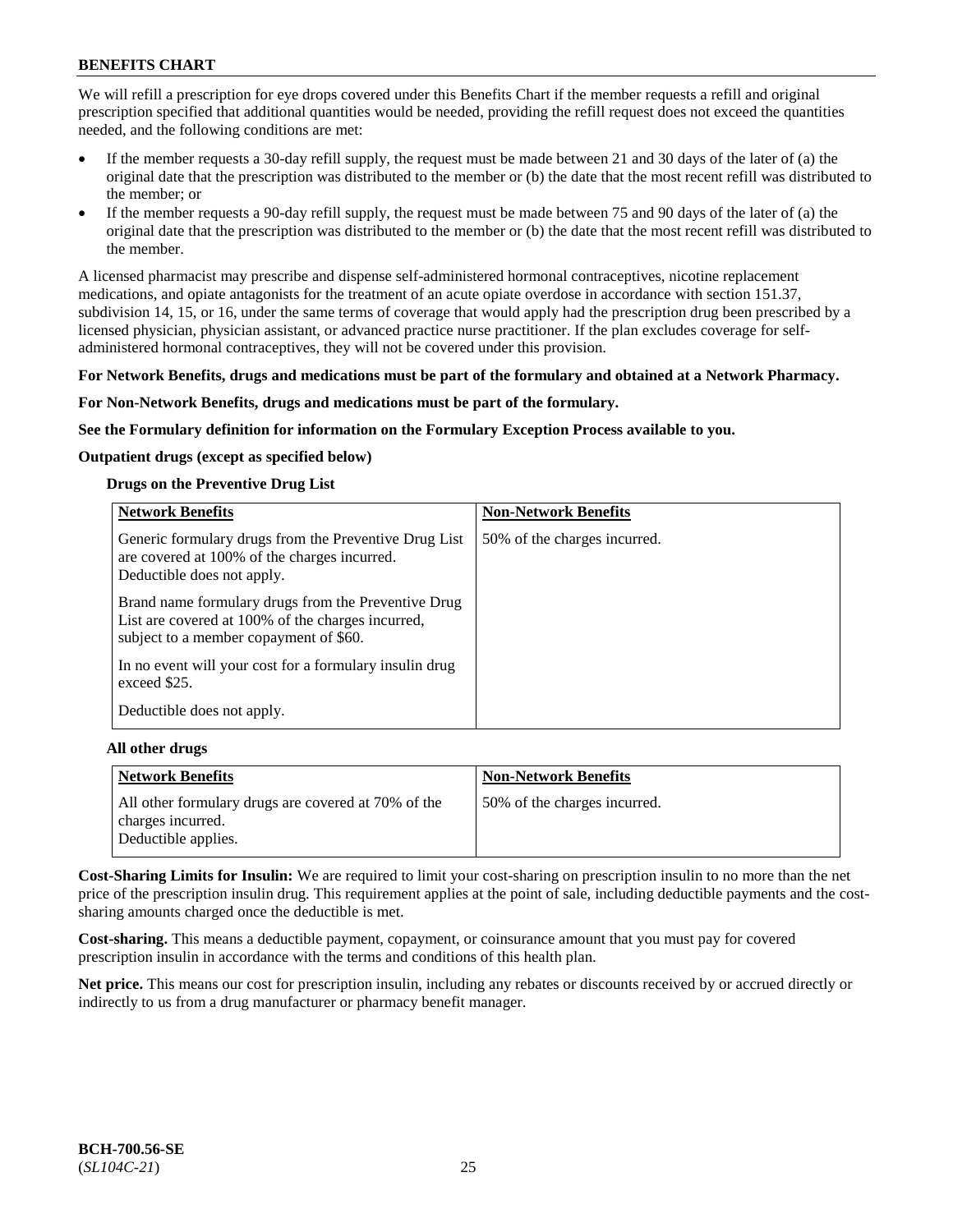We will refill a prescription for eye drops covered under this Benefits Chart if the member requests a refill and original prescription specified that additional quantities would be needed, providing the refill request does not exceed the quantities needed, and the following conditions are met:

- If the member requests a 30-day refill supply, the request must be made between 21 and 30 days of the later of (a) the original date that the prescription was distributed to the member or (b) the date that the most recent refill was distributed to the member; or
- If the member requests a 90-day refill supply, the request must be made between 75 and 90 days of the later of (a) the original date that the prescription was distributed to the member or (b) the date that the most recent refill was distributed to the member.

A licensed pharmacist may prescribe and dispense self-administered hormonal contraceptives, nicotine replacement medications, and opiate antagonists for the treatment of an acute opiate overdose in accordance with section 151.37, subdivision 14, 15, or 16, under the same terms of coverage that would apply had the prescription drug been prescribed by a licensed physician, physician assistant, or advanced practice nurse practitioner. If the plan excludes coverage for self-administered hormonal contraceptives, they will not be covered under this provision.

**For Network Benefits, drugs and medications must be part of the formulary and obtained at a Network Pharmacy.**

**For Non-Network Benefits, drugs and medications must be part of the formulary.**

**See the Formulary definition for information on the Formulary Exception Process available to you.**

**Outpatient drugs (except as specified below)**

**Drugs on the Preventive Drug List**

| Network Benefits | Non-Network Benefits |
|---|---|
| Generic formulary drugs from the Preventive Drug List are covered at 100% of the charges incurred. Deductible does not apply.<br><br>Brand name formulary drugs from the Preventive Drug List are covered at 100% of the charges incurred, subject to a member copayment of $60.<br><br>In no event will your cost for a formulary insulin drug exceed $25.<br><br>Deductible does not apply. | 50% of the charges incurred. |

**All other drugs**

| Network Benefits | Non-Network Benefits |
|---|---|
| All other formulary drugs are covered at 70% of the charges incurred. Deductible applies. | 50% of the charges incurred. |

**Cost-Sharing Limits for Insulin:** We are required to limit your cost-sharing on prescription insulin to no more than the net price of the prescription insulin drug. This requirement applies at the point of sale, including deductible payments and the cost-sharing amounts charged once the deductible is met.

**Cost-sharing.** This means a deductible payment, copayment, or coinsurance amount that you must pay for covered prescription insulin in accordance with the terms and conditions of this health plan.

**Net price.** This means our cost for prescription insulin, including any rebates or discounts received by or accrued directly or indirectly to us from a drug manufacturer or pharmacy benefit manager.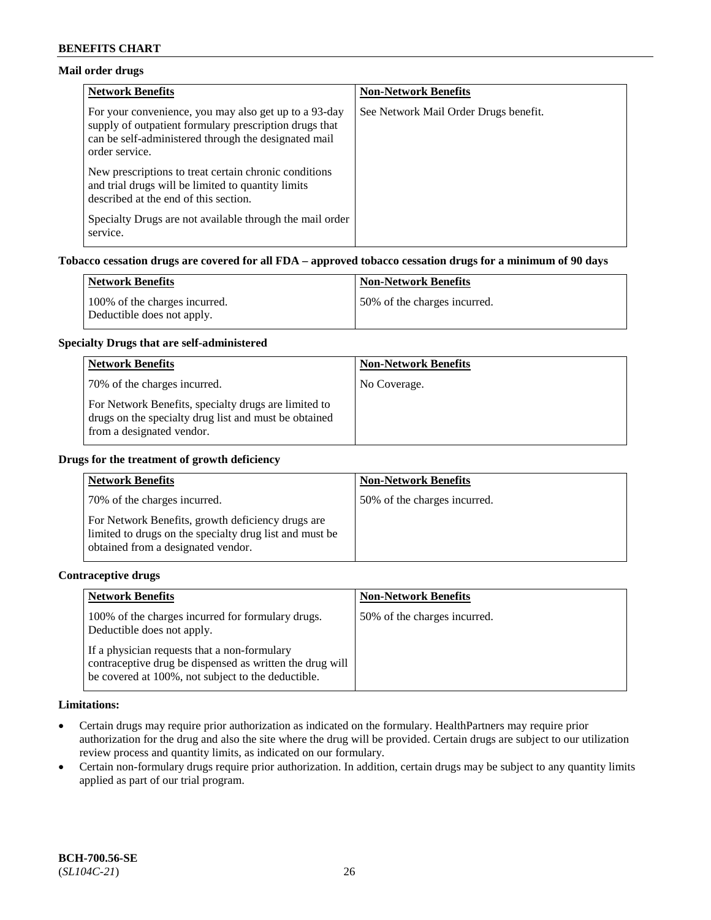**Mail order drugs**

| Network Benefits | Non-Network Benefits |
|---|---|
| For your convenience, you may also get up to a 93-day supply of outpatient formulary prescription drugs that can be self-administered through the designated mail order service.<br><br>New prescriptions to treat certain chronic conditions and trial drugs will be limited to quantity limits described at the end of this section.<br><br>Specialty Drugs are not available through the mail order service. | See Network Mail Order Drugs benefit. |

**Tobacco cessation drugs are covered for all FDA – approved tobacco cessation drugs for a minimum of 90 days**

| Network Benefits | Non-Network Benefits |
|---|---|
| 100% of the charges incurred.<br>Deductible does not apply. | 50% of the charges incurred. |

**Specialty Drugs that are self-administered**

| Network Benefits | Non-Network Benefits |
|---|---|
| 70% of the charges incurred.<br><br>For Network Benefits, specialty drugs are limited to drugs on the specialty drug list and must be obtained from a designated vendor. | No Coverage. |

**Drugs for the treatment of growth deficiency**

| Network Benefits | Non-Network Benefits |
|---|---|
| 70% of the charges incurred.<br><br>For Network Benefits, growth deficiency drugs are limited to drugs on the specialty drug list and must be obtained from a designated vendor. | 50% of the charges incurred. |

**Contraceptive drugs**

| Network Benefits | Non-Network Benefits |
|---|---|
| 100% of the charges incurred for formulary drugs. Deductible does not apply.<br><br>If a physician requests that a non-formulary contraceptive drug be dispensed as written the drug will be covered at 100%, not subject to the deductible. | 50% of the charges incurred. |

**Limitations:**

- Certain drugs may require prior authorization as indicated on the formulary. HealthPartners may require prior authorization for the drug and also the site where the drug will be provided. Certain drugs are subject to our utilization review process and quantity limits, as indicated on our formulary.
- Certain non-formulary drugs require prior authorization. In addition, certain drugs may be subject to any quantity limits applied as part of our trial program.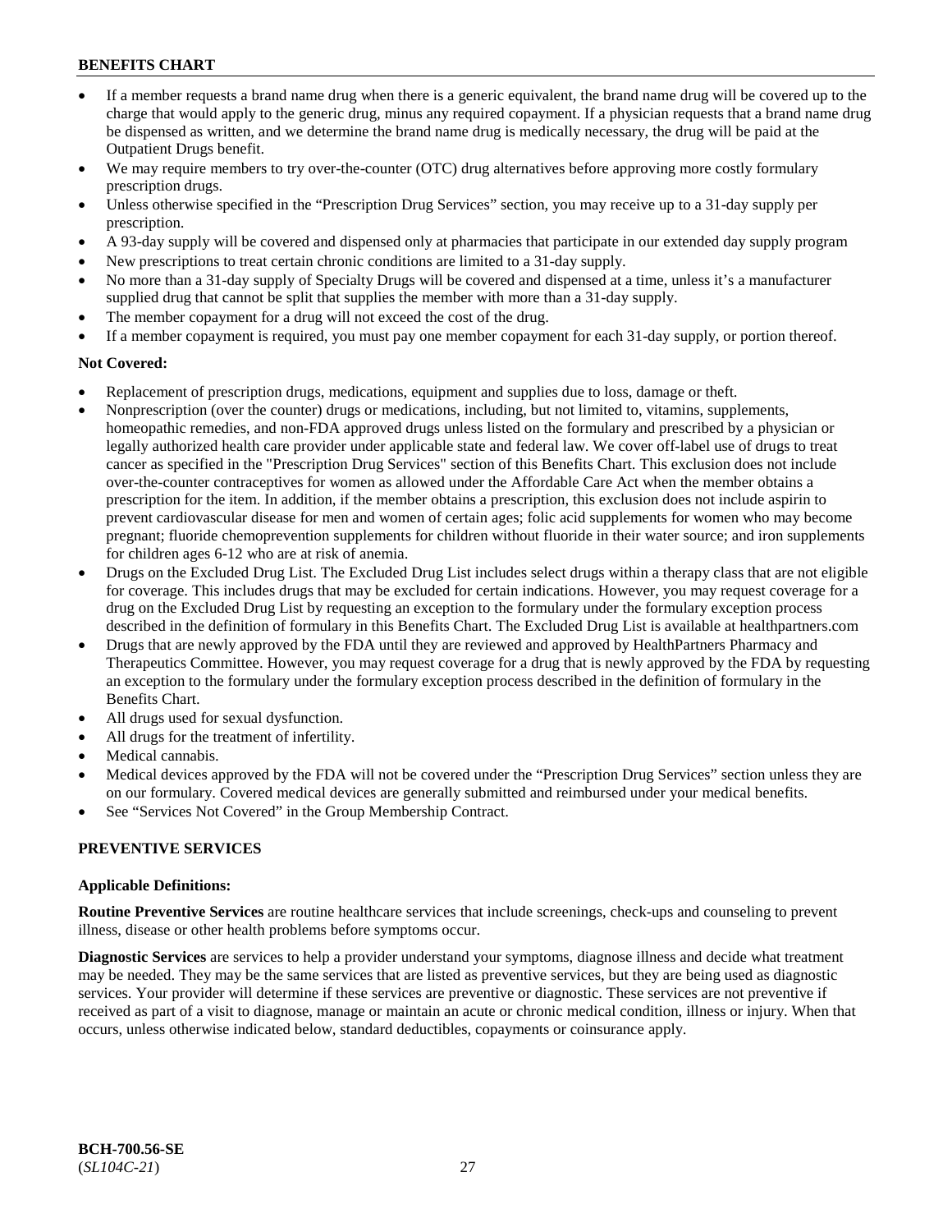- If a member requests a brand name drug when there is a generic equivalent, the brand name drug will be covered up to the charge that would apply to the generic drug, minus any required copayment. If a physician requests that a brand name drug be dispensed as written, and we determine the brand name drug is medically necessary, the drug will be paid at the Outpatient Drugs benefit.
- We may require members to try over-the-counter (OTC) drug alternatives before approving more costly formulary prescription drugs.
- Unless otherwise specified in the "Prescription Drug Services" section, you may receive up to a 31-day supply per prescription.
- A 93-day supply will be covered and dispensed only at pharmacies that participate in our extended day supply program
- New prescriptions to treat certain chronic conditions are limited to a 31-day supply.
- No more than a 31-day supply of Specialty Drugs will be covered and dispensed at a time, unless it's a manufacturer supplied drug that cannot be split that supplies the member with more than a 31-day supply.
- The member copayment for a drug will not exceed the cost of the drug.
- If a member copayment is required, you must pay one member copayment for each 31-day supply, or portion thereof.

**Not Covered:**

- Replacement of prescription drugs, medications, equipment and supplies due to loss, damage or theft.
- Nonprescription (over the counter) drugs or medications, including, but not limited to, vitamins, supplements, homeopathic remedies, and non-FDA approved drugs unless listed on the formulary and prescribed by a physician or legally authorized health care provider under applicable state and federal law. We cover off-label use of drugs to treat cancer as specified in the "Prescription Drug Services" section of this Benefits Chart. This exclusion does not include over-the-counter contraceptives for women as allowed under the Affordable Care Act when the member obtains a prescription for the item. In addition, if the member obtains a prescription, this exclusion does not include aspirin to prevent cardiovascular disease for men and women of certain ages; folic acid supplements for women who may become pregnant; fluoride chemoprevention supplements for children without fluoride in their water source; and iron supplements for children ages 6-12 who are at risk of anemia.
- Drugs on the Excluded Drug List. The Excluded Drug List includes select drugs within a therapy class that are not eligible for coverage. This includes drugs that may be excluded for certain indications. However, you may request coverage for a drug on the Excluded Drug List by requesting an exception to the formulary under the formulary exception process described in the definition of formulary in this Benefits Chart. The Excluded Drug List is available at healthpartners.com
- Drugs that are newly approved by the FDA until they are reviewed and approved by HealthPartners Pharmacy and Therapeutics Committee. However, you may request coverage for a drug that is newly approved by the FDA by requesting an exception to the formulary under the formulary exception process described in the definition of formulary in the Benefits Chart.
- All drugs used for sexual dysfunction.
- All drugs for the treatment of infertility.
- Medical cannabis.
- Medical devices approved by the FDA will not be covered under the "Prescription Drug Services" section unless they are on our formulary. Covered medical devices are generally submitted and reimbursed under your medical benefits.
- See "Services Not Covered" in the Group Membership Contract.

## PREVENTIVE SERVICES

**Applicable Definitions:**

**Routine Preventive Services** are routine healthcare services that include screenings, check-ups and counseling to prevent illness, disease or other health problems before symptoms occur.

**Diagnostic Services** are services to help a provider understand your symptoms, diagnose illness and decide what treatment may be needed. They may be the same services that are listed as preventive services, but they are being used as diagnostic services. Your provider will determine if these services are preventive or diagnostic. These services are not preventive if received as part of a visit to diagnose, manage or maintain an acute or chronic medical condition, illness or injury. When that occurs, unless otherwise indicated below, standard deductibles, copayments or coinsurance apply.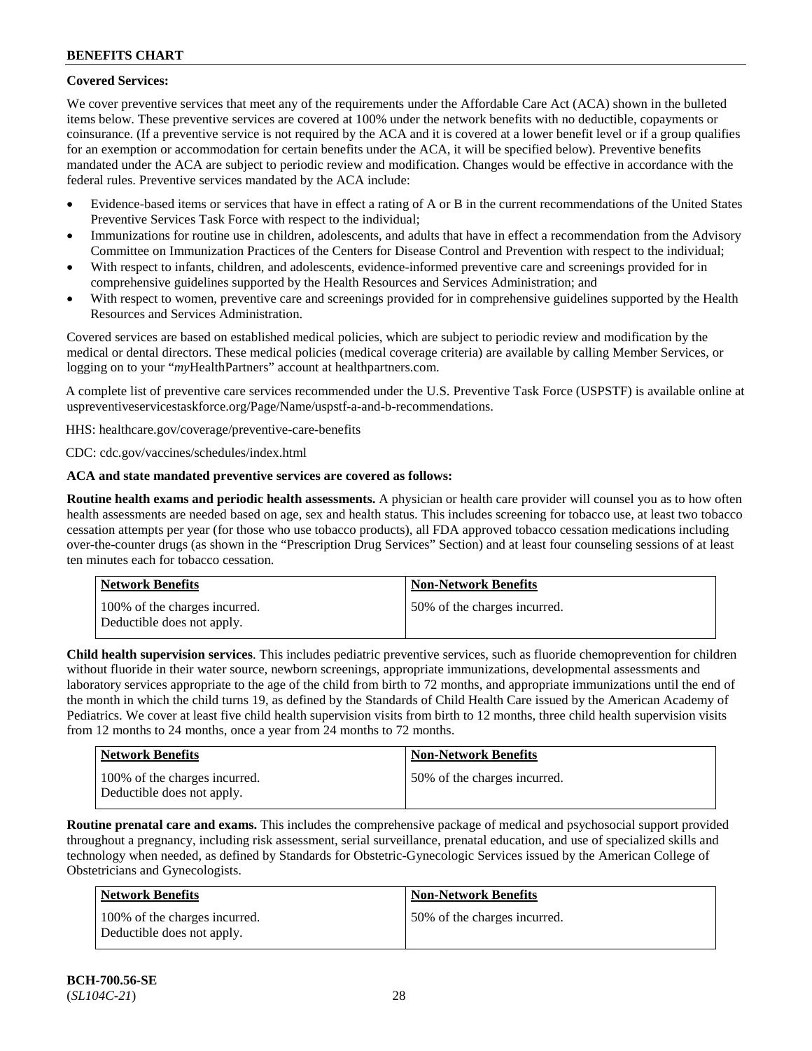**Covered Services:**

We cover preventive services that meet any of the requirements under the Affordable Care Act (ACA) shown in the bulleted items below. These preventive services are covered at 100% under the network benefits with no deductible, copayments or coinsurance. (If a preventive service is not required by the ACA and it is covered at a lower benefit level or if a group qualifies for an exemption or accommodation for certain benefits under the ACA, it will be specified below). Preventive benefits mandated under the ACA are subject to periodic review and modification. Changes would be effective in accordance with the federal rules. Preventive services mandated by the ACA include:

- Evidence-based items or services that have in effect a rating of A or B in the current recommendations of the United States Preventive Services Task Force with respect to the individual;
- Immunizations for routine use in children, adolescents, and adults that have in effect a recommendation from the Advisory Committee on Immunization Practices of the Centers for Disease Control and Prevention with respect to the individual;
- With respect to infants, children, and adolescents, evidence-informed preventive care and screenings provided for in comprehensive guidelines supported by the Health Resources and Services Administration; and
- With respect to women, preventive care and screenings provided for in comprehensive guidelines supported by the Health Resources and Services Administration.

Covered services are based on established medical policies, which are subject to periodic review and modification by the medical or dental directors. These medical policies (medical coverage criteria) are available by calling Member Services, or logging on to your "*my*HealthPartners" account at healthpartners.com.

A complete list of preventive care services recommended under the U.S. Preventive Task Force (USPSTF) is available online at uspreventiveservicestaskforce.org/Page/Name/uspstf-a-and-b-recommendations.

HHS: healthcare.gov/coverage/preventive-care-benefits

CDC: cdc.gov/vaccines/schedules/index.html

**ACA and state mandated preventive services are covered as follows:**

**Routine health exams and periodic health assessments.** A physician or health care provider will counsel you as to how often health assessments are needed based on age, sex and health status. This includes screening for tobacco use, at least two tobacco cessation attempts per year (for those who use tobacco products), all FDA approved tobacco cessation medications including over-the-counter drugs (as shown in the "Prescription Drug Services" Section) and at least four counseling sessions of at least ten minutes each for tobacco cessation.

| Network Benefits | Non-Network Benefits |
|---|---|
| 100% of the charges incurred. Deductible does not apply. | 50% of the charges incurred. |

**Child health supervision services**. This includes pediatric preventive services, such as fluoride chemoprevention for children without fluoride in their water source, newborn screenings, appropriate immunizations, developmental assessments and laboratory services appropriate to the age of the child from birth to 72 months, and appropriate immunizations until the end of the month in which the child turns 19, as defined by the Standards of Child Health Care issued by the American Academy of Pediatrics. We cover at least five child health supervision visits from birth to 12 months, three child health supervision visits from 12 months to 24 months, once a year from 24 months to 72 months.

| Network Benefits | Non-Network Benefits |
|---|---|
| 100% of the charges incurred. Deductible does not apply. | 50% of the charges incurred. |

**Routine prenatal care and exams.** This includes the comprehensive package of medical and psychosocial support provided throughout a pregnancy, including risk assessment, serial surveillance, prenatal education, and use of specialized skills and technology when needed, as defined by Standards for Obstetric-Gynecologic Services issued by the American College of Obstetricians and Gynecologists.

| Network Benefits | Non-Network Benefits |
|---|---|
| 100% of the charges incurred. Deductible does not apply. | 50% of the charges incurred. |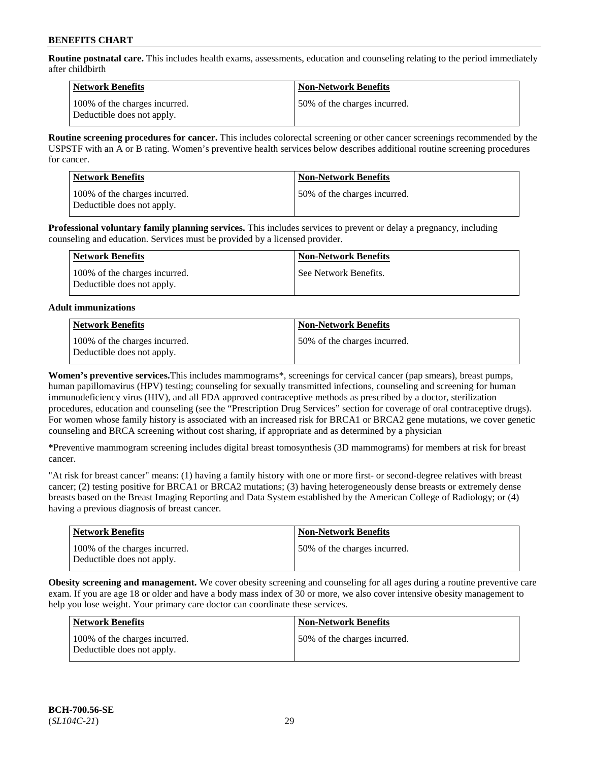**Routine postnatal care.** This includes health exams, assessments, education and counseling relating to the period immediately after childbirth

| Network Benefits | Non-Network Benefits |
|---|---|
| 100% of the charges incurred. Deductible does not apply. | 50% of the charges incurred. |

**Routine screening procedures for cancer.** This includes colorectal screening or other cancer screenings recommended by the USPSTF with an A or B rating. Women's preventive health services below describes additional routine screening procedures for cancer.

| Network Benefits | Non-Network Benefits |
|---|---|
| 100% of the charges incurred. Deductible does not apply. | 50% of the charges incurred. |

**Professional voluntary family planning services.** This includes services to prevent or delay a pregnancy, including counseling and education. Services must be provided by a licensed provider.

| Network Benefits | Non-Network Benefits |
|---|---|
| 100% of the charges incurred. Deductible does not apply. | See Network Benefits. |

**Adult immunizations**

| Network Benefits | Non-Network Benefits |
|---|---|
| 100% of the charges incurred. Deductible does not apply. | 50% of the charges incurred. |

**Women's preventive services.**This includes mammograms*, screenings for cervical cancer (pap smears), breast pumps, human papillomavirus (HPV) testing; counseling for sexually transmitted infections, counseling and screening for human immunodeficiency virus (HIV), and all FDA approved contraceptive methods as prescribed by a doctor, sterilization procedures, education and counseling (see the "Prescription Drug Services" section for coverage of oral contraceptive drugs). For women whose family history is associated with an increased risk for BRCA1 or BRCA2 gene mutations, we cover genetic counseling and BRCA screening without cost sharing, if appropriate and as determined by a physician

**\***Preventive mammogram screening includes digital breast tomosynthesis (3D mammograms) for members at risk for breast cancer.

"At risk for breast cancer" means: (1) having a family history with one or more first- or second-degree relatives with breast cancer; (2) testing positive for BRCA1 or BRCA2 mutations; (3) having heterogeneously dense breasts or extremely dense breasts based on the Breast Imaging Reporting and Data System established by the American College of Radiology; or (4) having a previous diagnosis of breast cancer.

| Network Benefits | Non-Network Benefits |
|---|---|
| 100% of the charges incurred. Deductible does not apply. | 50% of the charges incurred. |

**Obesity screening and management.** We cover obesity screening and counseling for all ages during a routine preventive care exam. If you are age 18 or older and have a body mass index of 30 or more, we also cover intensive obesity management to help you lose weight. Your primary care doctor can coordinate these services.

| Network Benefits | Non-Network Benefits |
|---|---|
| 100% of the charges incurred. Deductible does not apply. | 50% of the charges incurred. |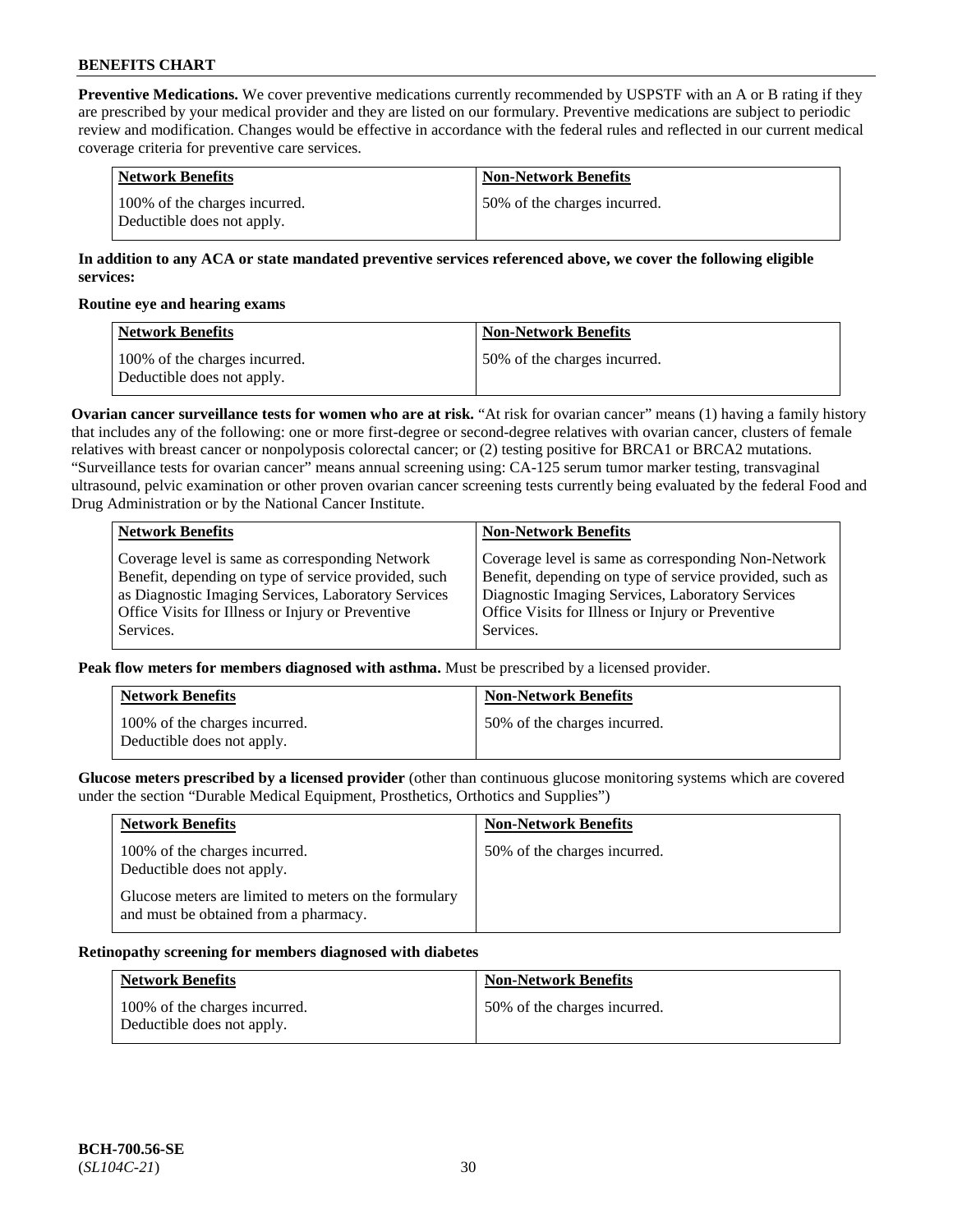**Preventive Medications.** We cover preventive medications currently recommended by USPSTF with an A or B rating if they are prescribed by your medical provider and they are listed on our formulary. Preventive medications are subject to periodic review and modification. Changes would be effective in accordance with the federal rules and reflected in our current medical coverage criteria for preventive care services.

| Network Benefits | Non-Network Benefits |
|---|---|
| 100% of the charges incurred. Deductible does not apply. | 50% of the charges incurred. |

**In addition to any ACA or state mandated preventive services referenced above, we cover the following eligible services:**

**Routine eye and hearing exams**

| Network Benefits | Non-Network Benefits |
|---|---|
| 100% of the charges incurred. Deductible does not apply. | 50% of the charges incurred. |

**Ovarian cancer surveillance tests for women who are at risk.** "At risk for ovarian cancer" means (1) having a family history that includes any of the following: one or more first-degree or second-degree relatives with ovarian cancer, clusters of female relatives with breast cancer or nonpolyposis colorectal cancer; or (2) testing positive for BRCA1 or BRCA2 mutations. "Surveillance tests for ovarian cancer" means annual screening using: CA-125 serum tumor marker testing, transvaginal ultrasound, pelvic examination or other proven ovarian cancer screening tests currently being evaluated by the federal Food and Drug Administration or by the National Cancer Institute.

| Network Benefits | Non-Network Benefits |
|---|---|
| Coverage level is same as corresponding Network Benefit, depending on type of service provided, such as Diagnostic Imaging Services, Laboratory Services Office Visits for Illness or Injury or Preventive Services. | Coverage level is same as corresponding Non-Network Benefit, depending on type of service provided, such as Diagnostic Imaging Services, Laboratory Services Office Visits for Illness or Injury or Preventive Services. |

**Peak flow meters for members diagnosed with asthma.** Must be prescribed by a licensed provider.

| Network Benefits | Non-Network Benefits |
|---|---|
| 100% of the charges incurred. Deductible does not apply. | 50% of the charges incurred. |

**Glucose meters prescribed by a licensed provider** (other than continuous glucose monitoring systems which are covered under the section "Durable Medical Equipment, Prosthetics, Orthotics and Supplies")

| Network Benefits | Non-Network Benefits |
|---|---|
| 100% of the charges incurred. Deductible does not apply. Glucose meters are limited to meters on the formulary and must be obtained from a pharmacy. | 50% of the charges incurred. |

**Retinopathy screening for members diagnosed with diabetes**

| Network Benefits | Non-Network Benefits |
|---|---|
| 100% of the charges incurred. Deductible does not apply. | 50% of the charges incurred. |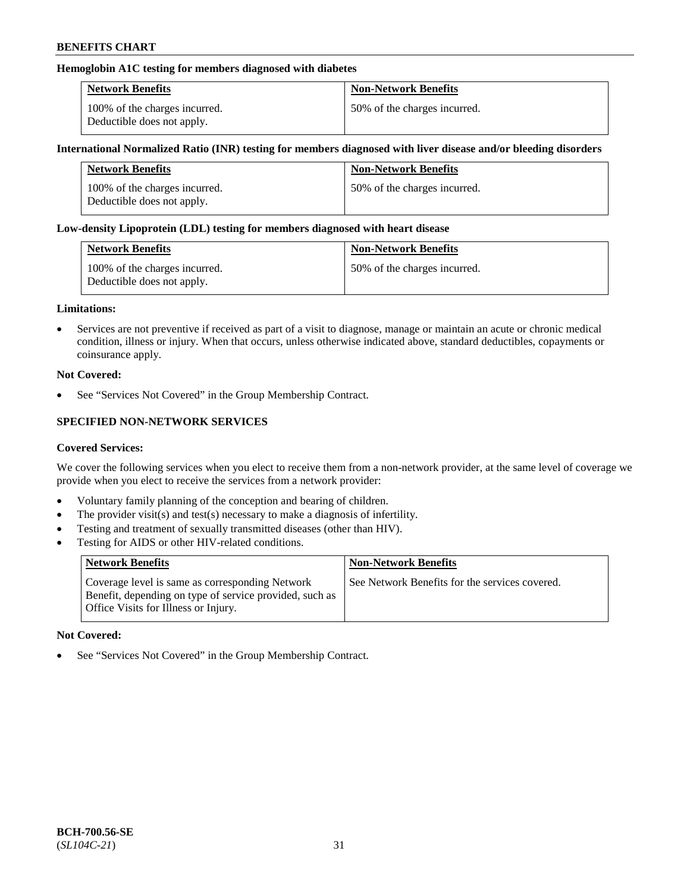**Hemoglobin A1C testing for members diagnosed with diabetes**

| Network Benefits | Non-Network Benefits |
| --- | --- |
| 100% of the charges incurred.<br>Deductible does not apply. | 50% of the charges incurred. |

**International Normalized Ratio (INR) testing for members diagnosed with liver disease and/or bleeding disorders**

| Network Benefits | Non-Network Benefits |
| --- | --- |
| 100% of the charges incurred.<br>Deductible does not apply. | 50% of the charges incurred. |

**Low-density Lipoprotein (LDL) testing for members diagnosed with heart disease**

| Network Benefits | Non-Network Benefits |
| --- | --- |
| 100% of the charges incurred.<br>Deductible does not apply. | 50% of the charges incurred. |

**Limitations:**

- Services are not preventive if received as part of a visit to diagnose, manage or maintain an acute or chronic medical condition, illness or injury. When that occurs, unless otherwise indicated above, standard deductibles, copayments or coinsurance apply.

**Not Covered:**

- See "Services Not Covered" in the Group Membership Contract.

## SPECIFIED NON-NETWORK SERVICES

**Covered Services:**

We cover the following services when you elect to receive them from a non-network provider, at the same level of coverage we provide when you elect to receive the services from a network provider:

- Voluntary family planning of the conception and bearing of children.
- The provider visit(s) and test(s) necessary to make a diagnosis of infertility.
- Testing and treatment of sexually transmitted diseases (other than HIV).
- Testing for AIDS or other HIV-related conditions.

| Network Benefits | Non-Network Benefits |
| --- | --- |
| Coverage level is same as corresponding Network Benefit, depending on type of service provided, such as Office Visits for Illness or Injury. | See Network Benefits for the services covered. |

**Not Covered:**

- See "Services Not Covered" in the Group Membership Contract.

**BCH-700.56-SE**
(*SL104C-21*)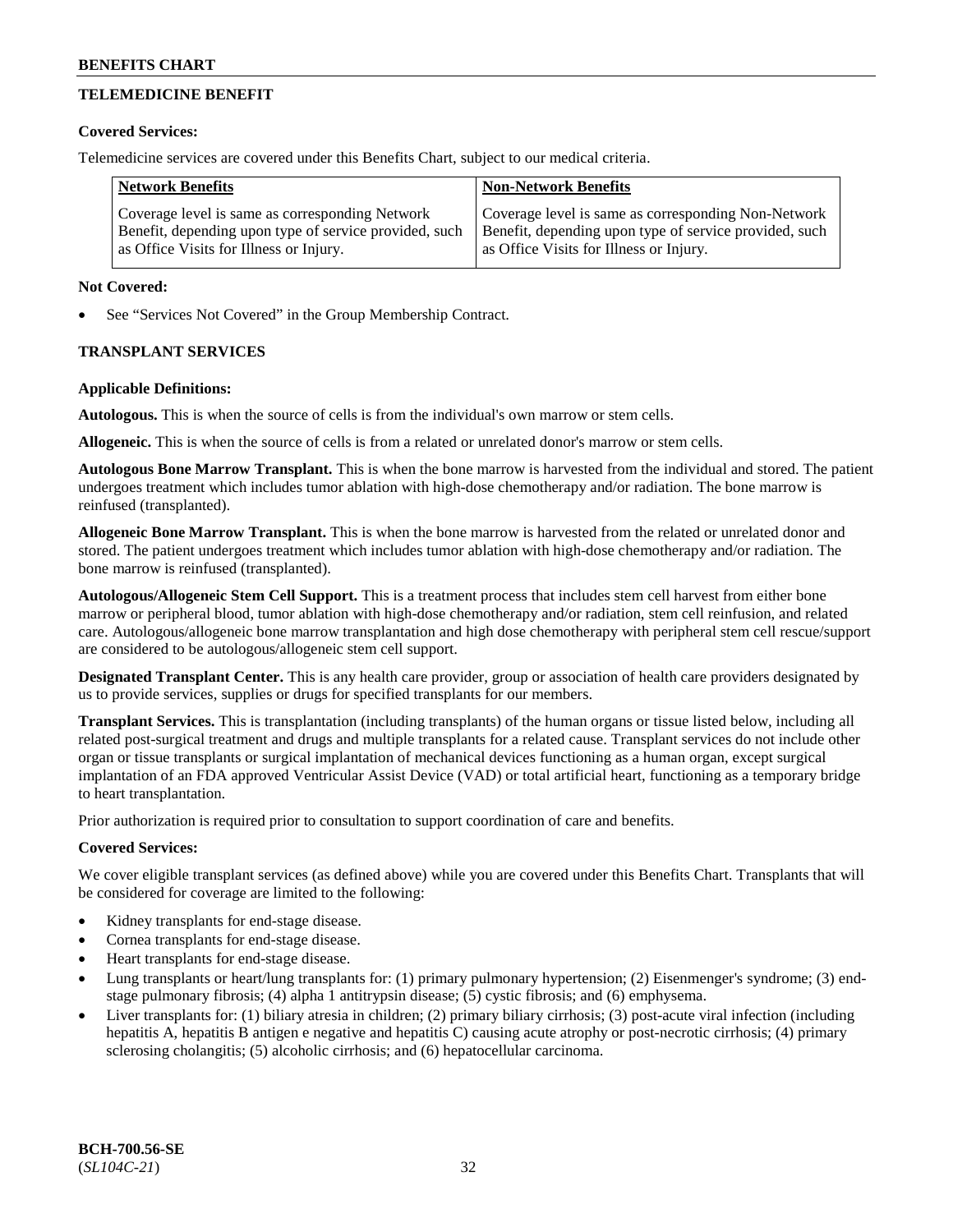## TELEMEDICINE BENEFIT

**Covered Services:**

Telemedicine services are covered under this Benefits Chart, subject to our medical criteria.

| Network Benefits | Non-Network Benefits |
|---|---|
| Coverage level is same as corresponding Network Benefit, depending upon type of service provided, such as Office Visits for Illness or Injury. | Coverage level is same as corresponding Non-Network Benefit, depending upon type of service provided, such as Office Visits for Illness or Injury. |

**Not Covered:**

- See "Services Not Covered" in the Group Membership Contract.

## TRANSPLANT SERVICES

**Applicable Definitions:**

**Autologous.** This is when the source of cells is from the individual's own marrow or stem cells.

**Allogeneic.** This is when the source of cells is from a related or unrelated donor's marrow or stem cells.

**Autologous Bone Marrow Transplant.** This is when the bone marrow is harvested from the individual and stored. The patient undergoes treatment which includes tumor ablation with high-dose chemotherapy and/or radiation. The bone marrow is reinfused (transplanted).

**Allogeneic Bone Marrow Transplant.** This is when the bone marrow is harvested from the related or unrelated donor and stored. The patient undergoes treatment which includes tumor ablation with high-dose chemotherapy and/or radiation. The bone marrow is reinfused (transplanted).

**Autologous/Allogeneic Stem Cell Support.** This is a treatment process that includes stem cell harvest from either bone marrow or peripheral blood, tumor ablation with high-dose chemotherapy and/or radiation, stem cell reinfusion, and related care. Autologous/allogeneic bone marrow transplantation and high dose chemotherapy with peripheral stem cell rescue/support are considered to be autologous/allogeneic stem cell support.

**Designated Transplant Center.** This is any health care provider, group or association of health care providers designated by us to provide services, supplies or drugs for specified transplants for our members.

**Transplant Services.** This is transplantation (including transplants) of the human organs or tissue listed below, including all related post-surgical treatment and drugs and multiple transplants for a related cause. Transplant services do not include other organ or tissue transplants or surgical implantation of mechanical devices functioning as a human organ, except surgical implantation of an FDA approved Ventricular Assist Device (VAD) or total artificial heart, functioning as a temporary bridge to heart transplantation.

Prior authorization is required prior to consultation to support coordination of care and benefits.

**Covered Services:**

We cover eligible transplant services (as defined above) while you are covered under this Benefits Chart. Transplants that will be considered for coverage are limited to the following:

- Kidney transplants for end-stage disease.
- Cornea transplants for end-stage disease.
- Heart transplants for end-stage disease.
- Lung transplants or heart/lung transplants for: (1) primary pulmonary hypertension; (2) Eisenmenger's syndrome; (3) end-stage pulmonary fibrosis; (4) alpha 1 antitrypsin disease; (5) cystic fibrosis; and (6) emphysema.
- Liver transplants for: (1) biliary atresia in children; (2) primary biliary cirrhosis; (3) post-acute viral infection (including hepatitis A, hepatitis B antigen e negative and hepatitis C) causing acute atrophy or post-necrotic cirrhosis; (4) primary sclerosing cholangitis; (5) alcoholic cirrhosis; and (6) hepatocellular carcinoma.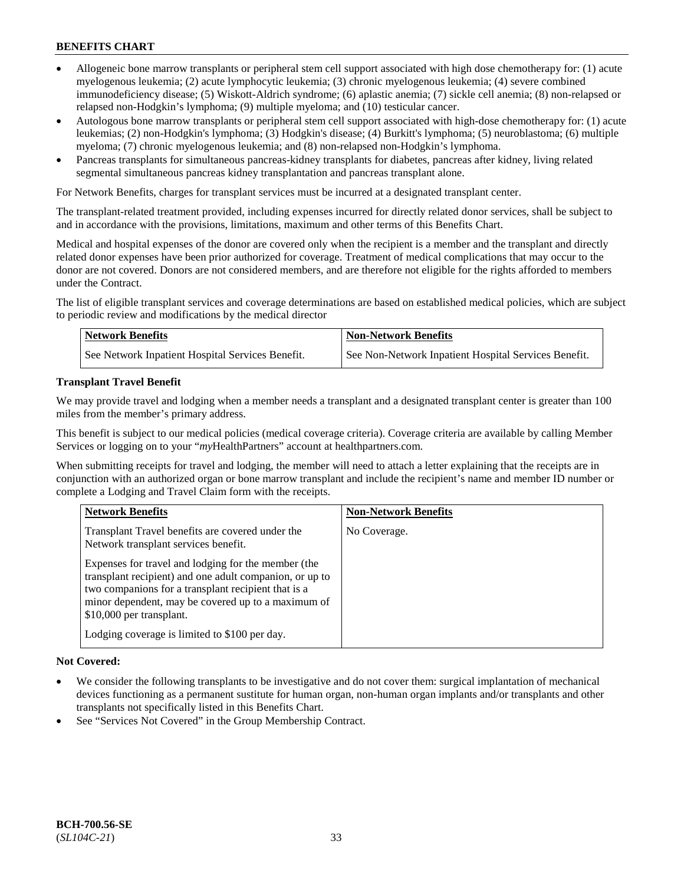- Allogeneic bone marrow transplants or peripheral stem cell support associated with high dose chemotherapy for: (1) acute myelogenous leukemia; (2) acute lymphocytic leukemia; (3) chronic myelogenous leukemia; (4) severe combined immunodeficiency disease; (5) Wiskott-Aldrich syndrome; (6) aplastic anemia; (7) sickle cell anemia; (8) non-relapsed or relapsed non-Hodgkin's lymphoma; (9) multiple myeloma; and (10) testicular cancer.
- Autologous bone marrow transplants or peripheral stem cell support associated with high-dose chemotherapy for: (1) acute leukemias; (2) non-Hodgkin's lymphoma; (3) Hodgkin's disease; (4) Burkitt's lymphoma; (5) neuroblastoma; (6) multiple myeloma; (7) chronic myelogenous leukemia; and (8) non-relapsed non-Hodgkin's lymphoma.
- Pancreas transplants for simultaneous pancreas-kidney transplants for diabetes, pancreas after kidney, living related segmental simultaneous pancreas kidney transplantation and pancreas transplant alone.

For Network Benefits, charges for transplant services must be incurred at a designated transplant center.

The transplant-related treatment provided, including expenses incurred for directly related donor services, shall be subject to and in accordance with the provisions, limitations, maximum and other terms of this Benefits Chart.

Medical and hospital expenses of the donor are covered only when the recipient is a member and the transplant and directly related donor expenses have been prior authorized for coverage. Treatment of medical complications that may occur to the donor are not covered. Donors are not considered members, and are therefore not eligible for the rights afforded to members under the Contract.

The list of eligible transplant services and coverage determinations are based on established medical policies, which are subject to periodic review and modifications by the medical director

| Network Benefits | Non-Network Benefits |
|---|---|
| See Network Inpatient Hospital Services Benefit. | See Non-Network Inpatient Hospital Services Benefit. |

**Transplant Travel Benefit**

We may provide travel and lodging when a member needs a transplant and a designated transplant center is greater than 100 miles from the member's primary address.

This benefit is subject to our medical policies (medical coverage criteria). Coverage criteria are available by calling Member Services or logging on to your "*my*HealthPartners" account at healthpartners.com.

When submitting receipts for travel and lodging, the member will need to attach a letter explaining that the receipts are in conjunction with an authorized organ or bone marrow transplant and include the recipient's name and member ID number or complete a Lodging and Travel Claim form with the receipts.

| Network Benefits | Non-Network Benefits |
|---|---|
| Transplant Travel benefits are covered under the Network transplant services benefit.<br><br>Expenses for travel and lodging for the member (the transplant recipient) and one adult companion, or up to two companions for a transplant recipient that is a minor dependent, may be covered up to a maximum of $10,000 per transplant.<br><br>Lodging coverage is limited to $100 per day. | No Coverage. |

**Not Covered:**

- We consider the following transplants to be investigative and do not cover them: surgical implantation of mechanical devices functioning as a permanent sustitute for human organ, non-human organ implants and/or transplants and other transplants not specifically listed in this Benefits Chart.
- See "Services Not Covered" in the Group Membership Contract.